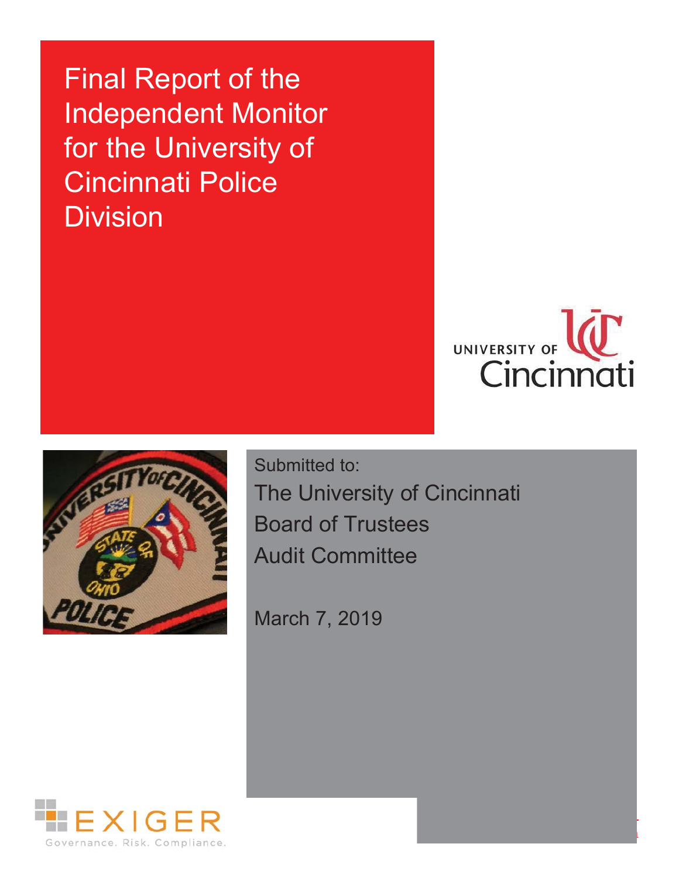# Final Report of the Independent Monitor for the University of Cincinnati Police Division

UNIVERSITY OF Cincinnati

Submitted to:

The University of Cincinnati Board of Trustees Audit Committee

March 7, 2019

EXIGER

Governance. Risk. Compliance.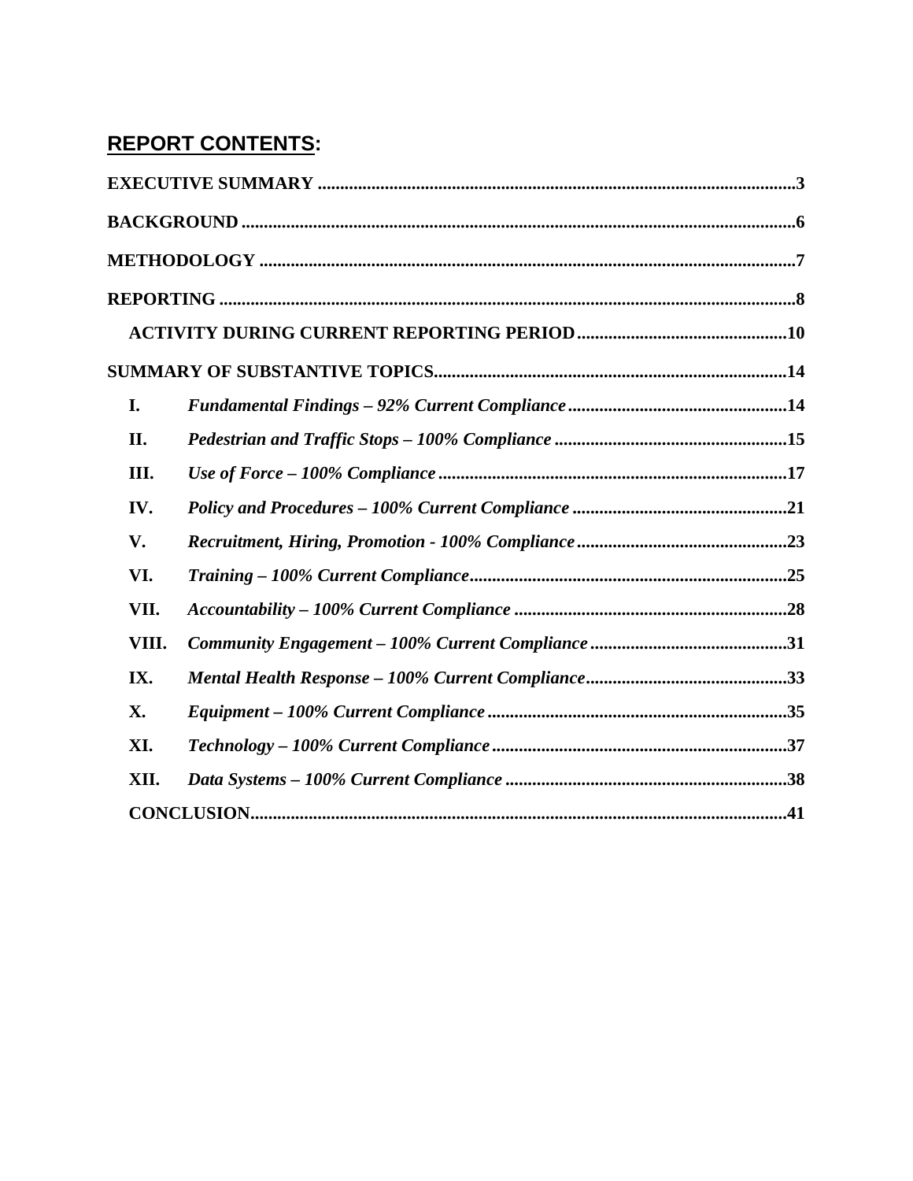## **REPORT CONTENTS:**

**EXECUTIVE SUMMARY** ...3

**BACKGROUND** ...6

**METHODOLOGY** ...7

**REPORTING** ...8

**ACTIVITY DURING CURRENT REPORTING PERIOD** ...10

**SUMMARY OF SUBSTANTIVE TOPICS** ...14

| | | |
|---|---|---|
| **I.** | ***Fundamental Findings – 92% Current Compliance*** | **14** |
| **II.** | ***Pedestrian and Traffic Stops – 100% Compliance*** | **15** |
| **III.** | ***Use of Force – 100% Compliance*** | **17** |
| **IV.** | ***Policy and Procedures – 100% Current Compliance*** | **21** |
| **V.** | ***Recruitment, Hiring, Promotion - 100% Compliance*** | **23** |
| **VI.** | ***Training – 100% Current Compliance*** | **25** |
| **VII.** | ***Accountability – 100% Current Compliance*** | **28** |
| **VIII.** | ***Community Engagement – 100% Current Compliance*** | **31** |
| **IX.** | ***Mental Health Response – 100% Current Compliance*** | **33** |
| **X.** | ***Equipment – 100% Current Compliance*** | **35** |
| **XI.** | ***Technology – 100% Current Compliance*** | **37** |
| **XII.** | ***Data Systems – 100% Current Compliance*** | **38** |

**CONCLUSION** ...41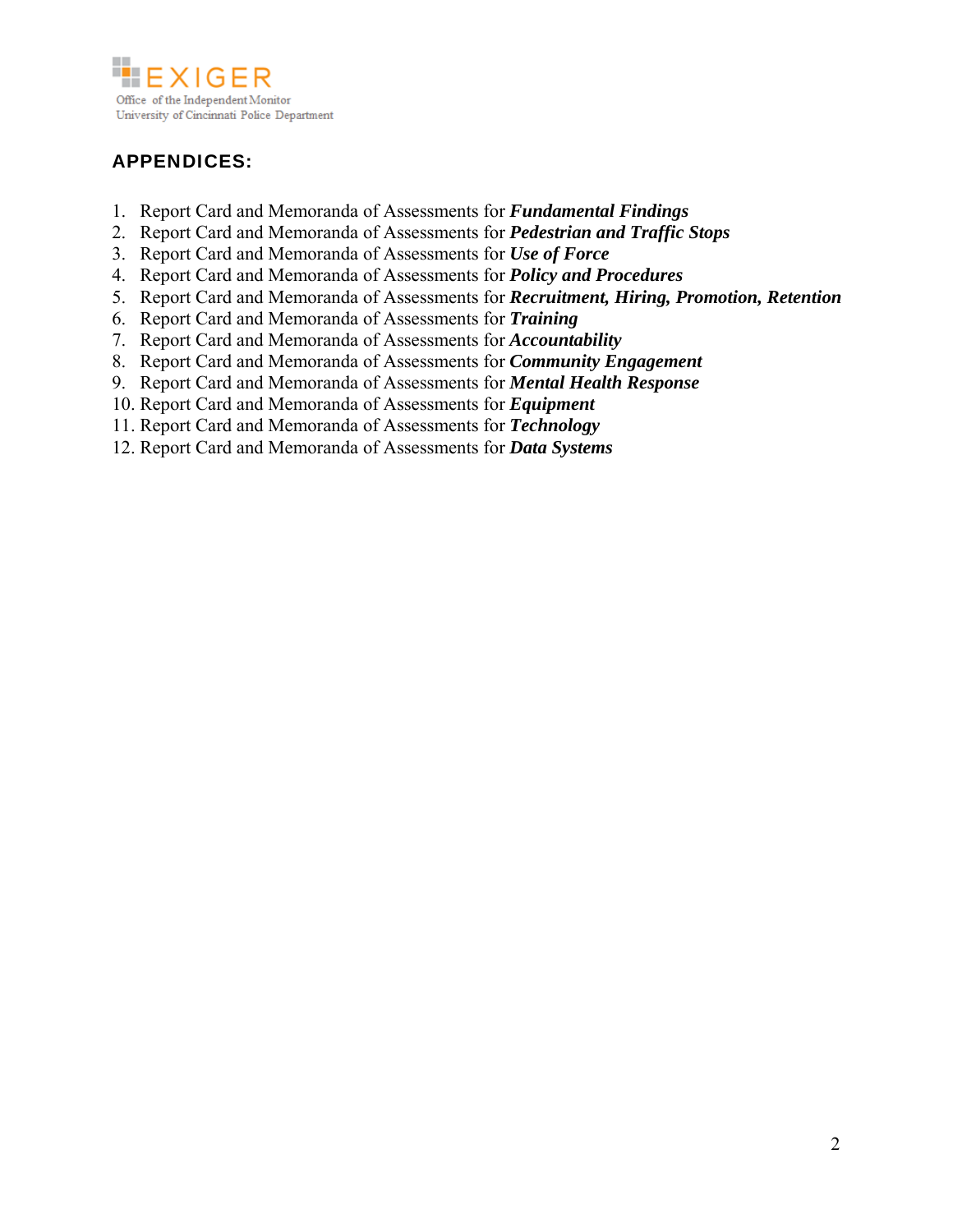## APPENDICES:

1. Report Card and Memoranda of Assessments for ***Fundamental Findings***
2. Report Card and Memoranda of Assessments for ***Pedestrian and Traffic Stops***
3. Report Card and Memoranda of Assessments for ***Use of Force***
4. Report Card and Memoranda of Assessments for ***Policy and Procedures***
5. Report Card and Memoranda of Assessments for ***Recruitment, Hiring, Promotion, Retention***
6. Report Card and Memoranda of Assessments for ***Training***
7. Report Card and Memoranda of Assessments for ***Accountability***
8. Report Card and Memoranda of Assessments for ***Community Engagement***
9. Report Card and Memoranda of Assessments for ***Mental Health Response***
10. Report Card and Memoranda of Assessments for ***Equipment***
11. Report Card and Memoranda of Assessments for ***Technology***
12. Report Card and Memoranda of Assessments for ***Data Systems***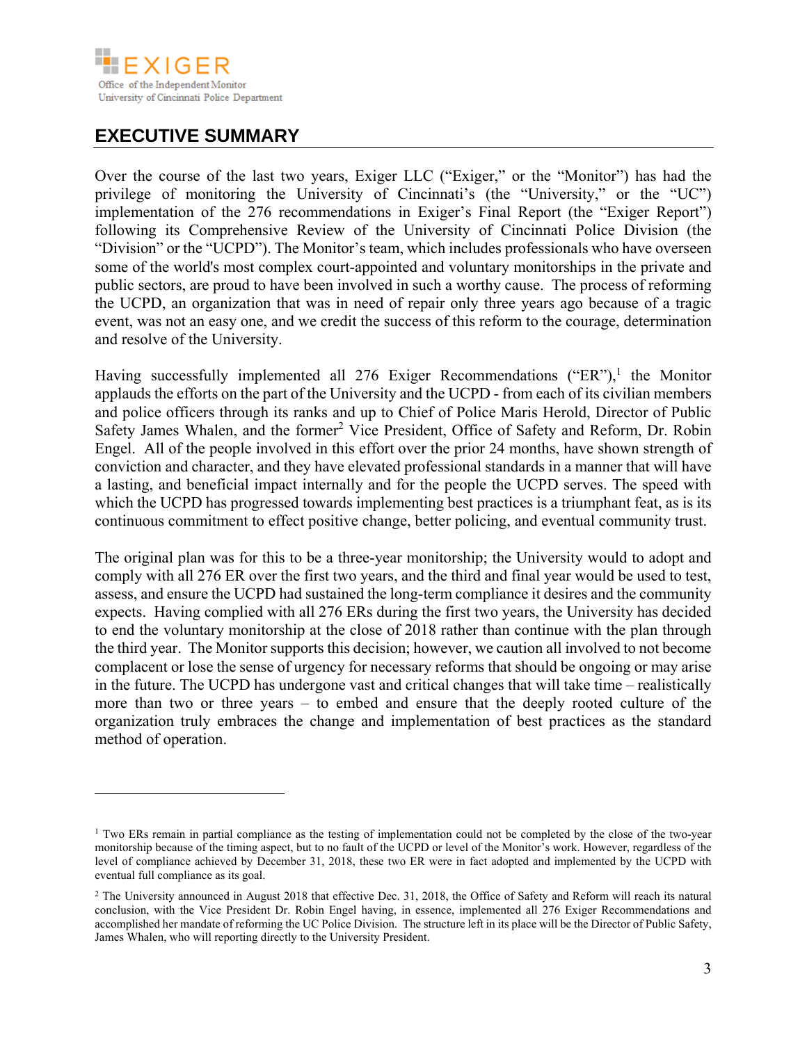# EXECUTIVE SUMMARY

Over the course of the last two years, Exiger LLC ("Exiger," or the "Monitor") has had the privilege of monitoring the University of Cincinnati's (the "University," or the "UC") implementation of the 276 recommendations in Exiger's Final Report (the "Exiger Report") following its Comprehensive Review of the University of Cincinnati Police Division (the "Division" or the "UCPD"). The Monitor's team, which includes professionals who have overseen some of the world's most complex court-appointed and voluntary monitorships in the private and public sectors, are proud to have been involved in such a worthy cause. The process of reforming the UCPD, an organization that was in need of repair only three years ago because of a tragic event, was not an easy one, and we credit the success of this reform to the courage, determination and resolve of the University.

Having successfully implemented all 276 Exiger Recommendations ("ER"),[1] the Monitor applauds the efforts on the part of the University and the UCPD - from each of its civilian members and police officers through its ranks and up to Chief of Police Maris Herold, Director of Public Safety James Whalen, and the former[2] Vice President, Office of Safety and Reform, Dr. Robin Engel. All of the people involved in this effort over the prior 24 months, have shown strength of conviction and character, and they have elevated professional standards in a manner that will have a lasting, and beneficial impact internally and for the people the UCPD serves. The speed with which the UCPD has progressed towards implementing best practices is a triumphant feat, as is its continuous commitment to effect positive change, better policing, and eventual community trust.

The original plan was for this to be a three-year monitorship; the University would to adopt and comply with all 276 ER over the first two years, and the third and final year would be used to test, assess, and ensure the UCPD had sustained the long-term compliance it desires and the community expects. Having complied with all 276 ERs during the first two years, the University has decided to end the voluntary monitorship at the close of 2018 rather than continue with the plan through the third year. The Monitor supports this decision; however, we caution all involved to not become complacent or lose the sense of urgency for necessary reforms that should be ongoing or may arise in the future. The UCPD has undergone vast and critical changes that will take time – realistically more than two or three years – to embed and ensure that the deeply rooted culture of the organization truly embraces the change and implementation of best practices as the standard method of operation.

---

[1] Two ERs remain in partial compliance as the testing of implementation could not be completed by the close of the two-year monitorship because of the timing aspect, but to no fault of the UCPD or level of the Monitor's work. However, regardless of the level of compliance achieved by December 31, 2018, these two ER were in fact adopted and implemented by the UCPD with eventual full compliance as its goal.

[2] The University announced in August 2018 that effective Dec. 31, 2018, the Office of Safety and Reform will reach its natural conclusion, with the Vice President Dr. Robin Engel having, in essence, implemented all 276 Exiger Recommendations and accomplished her mandate of reforming the UC Police Division. The structure left in its place will be the Director of Public Safety, James Whalen, who will reporting directly to the University President.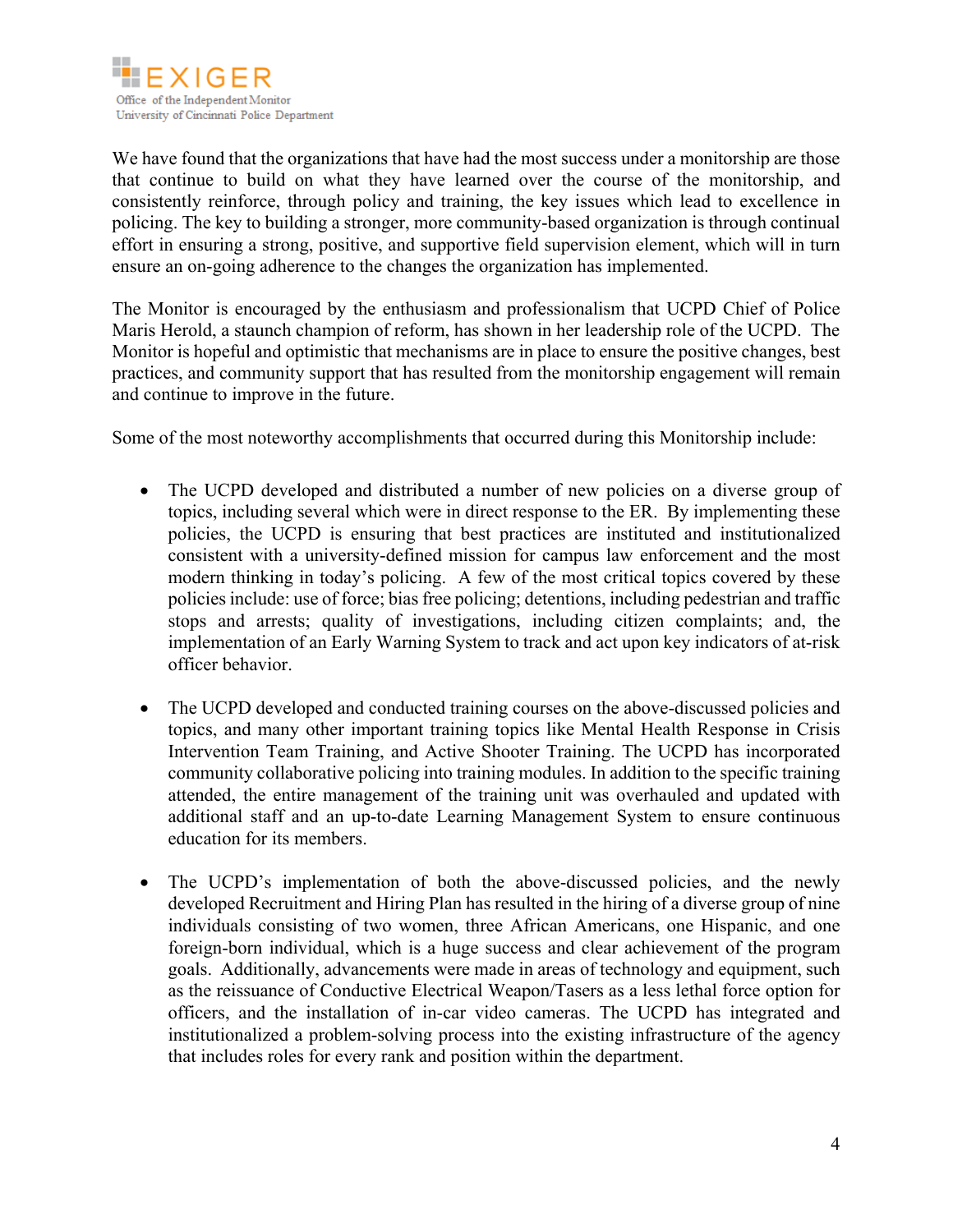We have found that the organizations that have had the most success under a monitorship are those that continue to build on what they have learned over the course of the monitorship, and consistently reinforce, through policy and training, the key issues which lead to excellence in policing. The key to building a stronger, more community-based organization is through continual effort in ensuring a strong, positive, and supportive field supervision element, which will in turn ensure an on-going adherence to the changes the organization has implemented.

The Monitor is encouraged by the enthusiasm and professionalism that UCPD Chief of Police Maris Herold, a staunch champion of reform, has shown in her leadership role of the UCPD. The Monitor is hopeful and optimistic that mechanisms are in place to ensure the positive changes, best practices, and community support that has resulted from the monitorship engagement will remain and continue to improve in the future.

Some of the most noteworthy accomplishments that occurred during this Monitorship include:

- The UCPD developed and distributed a number of new policies on a diverse group of topics, including several which were in direct response to the ER. By implementing these policies, the UCPD is ensuring that best practices are instituted and institutionalized consistent with a university-defined mission for campus law enforcement and the most modern thinking in today's policing. A few of the most critical topics covered by these policies include: use of force; bias free policing; detentions, including pedestrian and traffic stops and arrests; quality of investigations, including citizen complaints; and, the implementation of an Early Warning System to track and act upon key indicators of at-risk officer behavior.

- The UCPD developed and conducted training courses on the above-discussed policies and topics, and many other important training topics like Mental Health Response in Crisis Intervention Team Training, and Active Shooter Training. The UCPD has incorporated community collaborative policing into training modules. In addition to the specific training attended, the entire management of the training unit was overhauled and updated with additional staff and an up-to-date Learning Management System to ensure continuous education for its members.

- The UCPD's implementation of both the above-discussed policies, and the newly developed Recruitment and Hiring Plan has resulted in the hiring of a diverse group of nine individuals consisting of two women, three African Americans, one Hispanic, and one foreign-born individual, which is a huge success and clear achievement of the program goals. Additionally, advancements were made in areas of technology and equipment, such as the reissuance of Conductive Electrical Weapon/Tasers as a less lethal force option for officers, and the installation of in-car video cameras. The UCPD has integrated and institutionalized a problem-solving process into the existing infrastructure of the agency that includes roles for every rank and position within the department.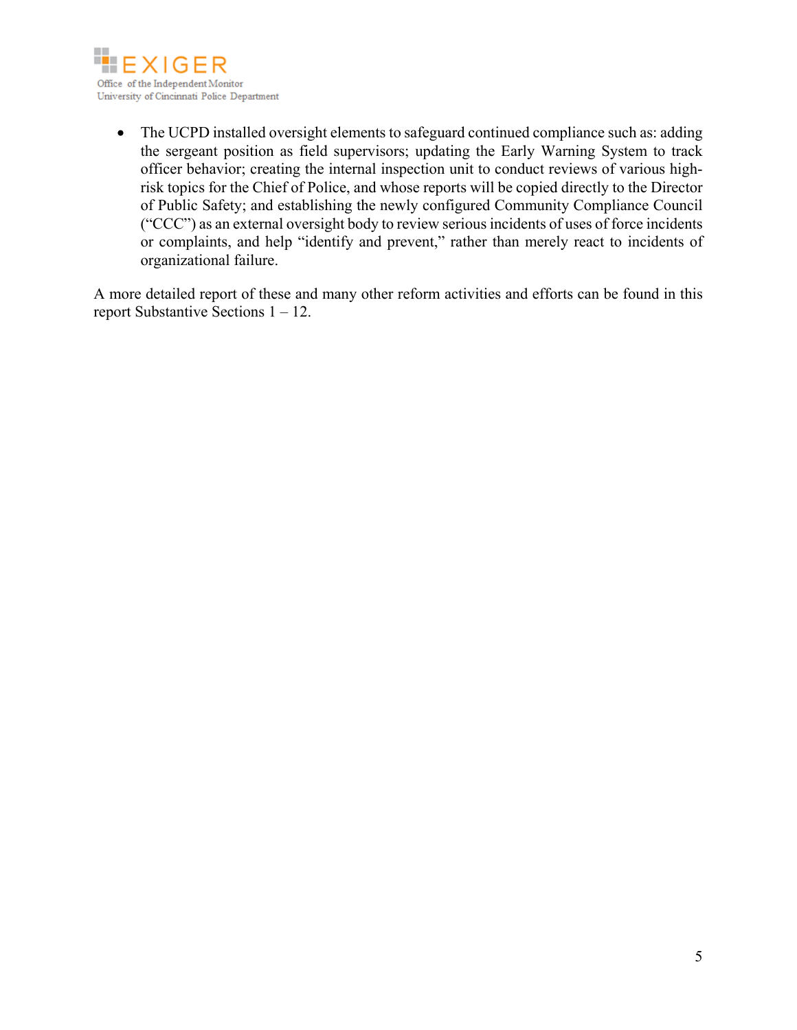- The UCPD installed oversight elements to safeguard continued compliance such as: adding the sergeant position as field supervisors; updating the Early Warning System to track officer behavior; creating the internal inspection unit to conduct reviews of various high-risk topics for the Chief of Police, and whose reports will be copied directly to the Director of Public Safety; and establishing the newly configured Community Compliance Council ("CCC") as an external oversight body to review serious incidents of uses of force incidents or complaints, and help "identify and prevent," rather than merely react to incidents of organizational failure.

A more detailed report of these and many other reform activities and efforts can be found in this report Substantive Sections 1 – 12.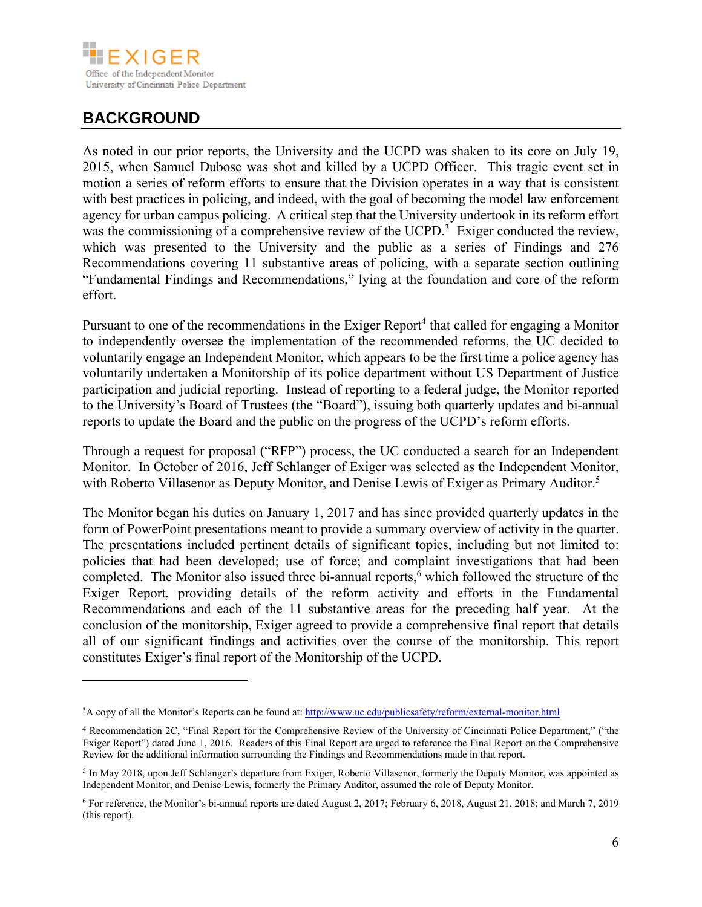## BACKGROUND

As noted in our prior reports, the University and the UCPD was shaken to its core on July 19, 2015, when Samuel Dubose was shot and killed by a UCPD Officer. This tragic event set in motion a series of reform efforts to ensure that the Division operates in a way that is consistent with best practices in policing, and indeed, with the goal of becoming the model law enforcement agency for urban campus policing. A critical step that the University undertook in its reform effort was the commissioning of a comprehensive review of the UCPD.[3] Exiger conducted the review, which was presented to the University and the public as a series of Findings and 276 Recommendations covering 11 substantive areas of policing, with a separate section outlining "Fundamental Findings and Recommendations," lying at the foundation and core of the reform effort.

Pursuant to one of the recommendations in the Exiger Report[4] that called for engaging a Monitor to independently oversee the implementation of the recommended reforms, the UC decided to voluntarily engage an Independent Monitor, which appears to be the first time a police agency has voluntarily undertaken a Monitorship of its police department without US Department of Justice participation and judicial reporting. Instead of reporting to a federal judge, the Monitor reported to the University's Board of Trustees (the "Board"), issuing both quarterly updates and bi-annual reports to update the Board and the public on the progress of the UCPD's reform efforts.

Through a request for proposal ("RFP") process, the UC conducted a search for an Independent Monitor. In October of 2016, Jeff Schlanger of Exiger was selected as the Independent Monitor, with Roberto Villasenor as Deputy Monitor, and Denise Lewis of Exiger as Primary Auditor.[5]

The Monitor began his duties on January 1, 2017 and has since provided quarterly updates in the form of PowerPoint presentations meant to provide a summary overview of activity in the quarter. The presentations included pertinent details of significant topics, including but not limited to: policies that had been developed; use of force; and complaint investigations that had been completed. The Monitor also issued three bi-annual reports,[6] which followed the structure of the Exiger Report, providing details of the reform activity and efforts in the Fundamental Recommendations and each of the 11 substantive areas for the preceding half year. At the conclusion of the monitorship, Exiger agreed to provide a comprehensive final report that details all of our significant findings and activities over the course of the monitorship. This report constitutes Exiger's final report of the Monitorship of the UCPD.

---

[3] A copy of all the Monitor's Reports can be found at: http://www.uc.edu/publicsafety/reform/external-monitor.html

[4] Recommendation 2C, "Final Report for the Comprehensive Review of the University of Cincinnati Police Department," ("the Exiger Report") dated June 1, 2016. Readers of this Final Report are urged to reference the Final Report on the Comprehensive Review for the additional information surrounding the Findings and Recommendations made in that report.

[5] In May 2018, upon Jeff Schlanger's departure from Exiger, Roberto Villasenor, formerly the Deputy Monitor, was appointed as Independent Monitor, and Denise Lewis, formerly the Primary Auditor, assumed the role of Deputy Monitor.

[6] For reference, the Monitor's bi-annual reports are dated August 2, 2017; February 6, 2018, August 21, 2018; and March 7, 2019 (this report).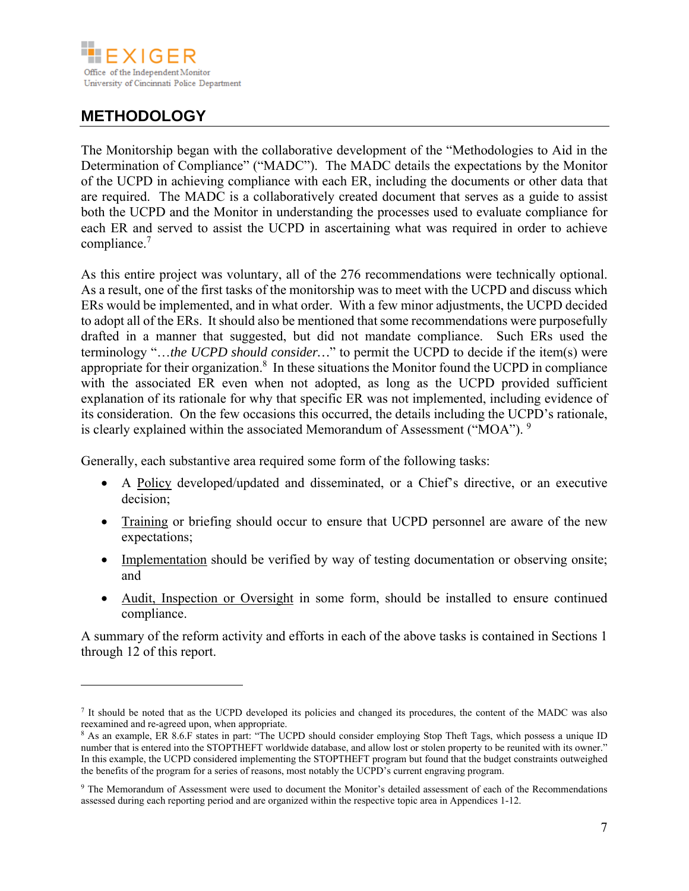## METHODOLOGY

The Monitorship began with the collaborative development of the "Methodologies to Aid in the Determination of Compliance" ("MADC"). The MADC details the expectations by the Monitor of the UCPD in achieving compliance with each ER, including the documents or other data that are required. The MADC is a collaboratively created document that serves as a guide to assist both the UCPD and the Monitor in understanding the processes used to evaluate compliance for each ER and served to assist the UCPD in ascertaining what was required in order to achieve compliance.[7]

As this entire project was voluntary, all of the 276 recommendations were technically optional. As a result, one of the first tasks of the monitorship was to meet with the UCPD and discuss which ERs would be implemented, and in what order. With a few minor adjustments, the UCPD decided to adopt all of the ERs. It should also be mentioned that some recommendations were purposefully drafted in a manner that suggested, but did not mandate compliance. Such ERs used the terminology "*…the UCPD should consider…*" to permit the UCPD to decide if the item(s) were appropriate for their organization.[8] In these situations the Monitor found the UCPD in compliance with the associated ER even when not adopted, as long as the UCPD provided sufficient explanation of its rationale for why that specific ER was not implemented, including evidence of its consideration. On the few occasions this occurred, the details including the UCPD's rationale, is clearly explained within the associated Memorandum of Assessment ("MOA").[9]

Generally, each substantive area required some form of the following tasks:

- A Policy developed/updated and disseminated, or a Chief's directive, or an executive decision;
- Training or briefing should occur to ensure that UCPD personnel are aware of the new expectations;
- Implementation should be verified by way of testing documentation or observing onsite; and
- Audit, Inspection or Oversight in some form, should be installed to ensure continued compliance.

A summary of the reform activity and efforts in each of the above tasks is contained in Sections 1 through 12 of this report.

---

[7] It should be noted that as the UCPD developed its policies and changed its procedures, the content of the MADC was also reexamined and re-agreed upon, when appropriate.

[8] As an example, ER 8.6.F states in part: "The UCPD should consider employing Stop Theft Tags, which possess a unique ID number that is entered into the STOPTHEFT worldwide database, and allow lost or stolen property to be reunited with its owner." In this example, the UCPD considered implementing the STOPTHEFT program but found that the budget constraints outweighed the benefits of the program for a series of reasons, most notably the UCPD's current engraving program.

[9] The Memorandum of Assessment were used to document the Monitor's detailed assessment of each of the Recommendations assessed during each reporting period and are organized within the respective topic area in Appendices 1-12.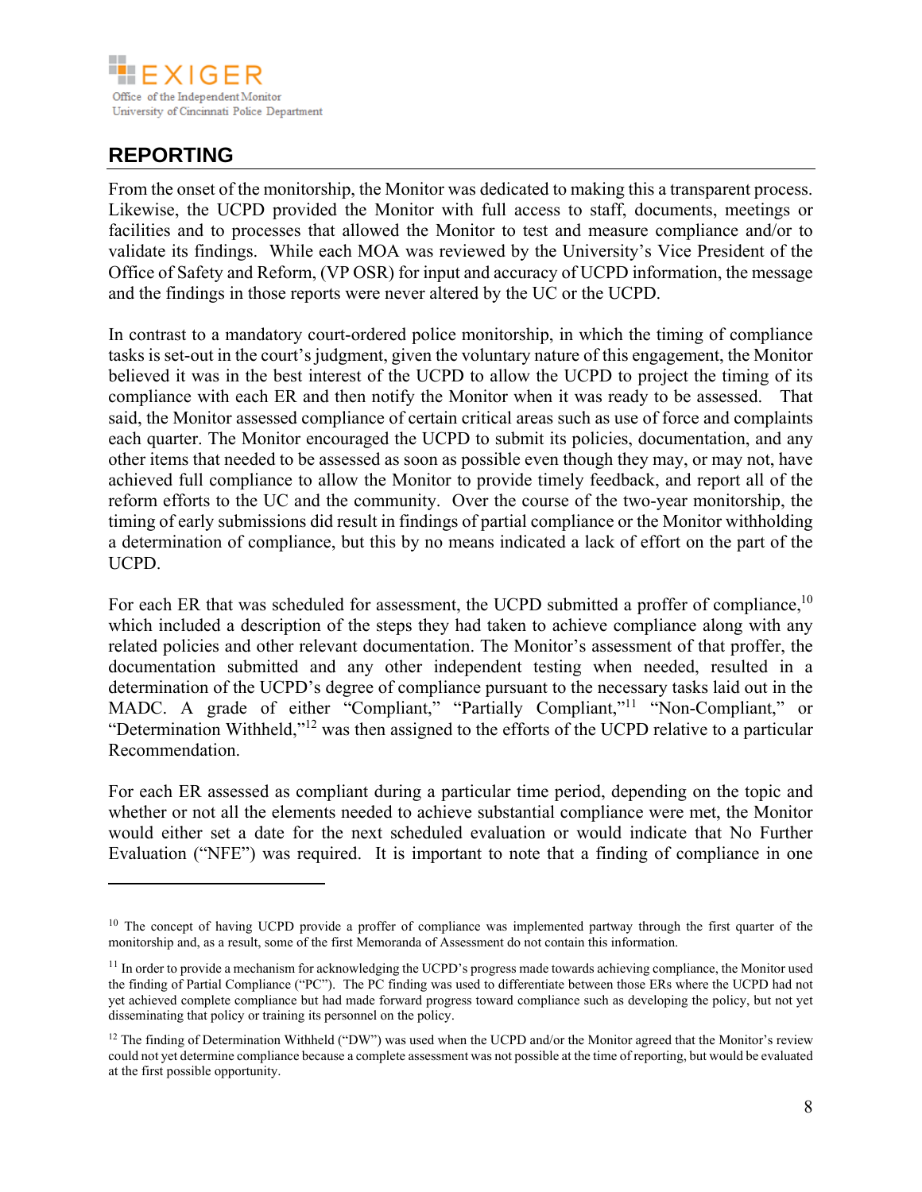## REPORTING

From the onset of the monitorship, the Monitor was dedicated to making this a transparent process. Likewise, the UCPD provided the Monitor with full access to staff, documents, meetings or facilities and to processes that allowed the Monitor to test and measure compliance and/or to validate its findings. While each MOA was reviewed by the University's Vice President of the Office of Safety and Reform, (VP OSR) for input and accuracy of UCPD information, the message and the findings in those reports were never altered by the UC or the UCPD.

In contrast to a mandatory court-ordered police monitorship, in which the timing of compliance tasks is set-out in the court's judgment, given the voluntary nature of this engagement, the Monitor believed it was in the best interest of the UCPD to allow the UCPD to project the timing of its compliance with each ER and then notify the Monitor when it was ready to be assessed. That said, the Monitor assessed compliance of certain critical areas such as use of force and complaints each quarter. The Monitor encouraged the UCPD to submit its policies, documentation, and any other items that needed to be assessed as soon as possible even though they may, or may not, have achieved full compliance to allow the Monitor to provide timely feedback, and report all of the reform efforts to the UC and the community. Over the course of the two-year monitorship, the timing of early submissions did result in findings of partial compliance or the Monitor withholding a determination of compliance, but this by no means indicated a lack of effort on the part of the UCPD.

For each ER that was scheduled for assessment, the UCPD submitted a proffer of compliance,[10] which included a description of the steps they had taken to achieve compliance along with any related policies and other relevant documentation. The Monitor's assessment of that proffer, the documentation submitted and any other independent testing when needed, resulted in a determination of the UCPD's degree of compliance pursuant to the necessary tasks laid out in the MADC. A grade of either "Compliant," "Partially Compliant,"[11] "Non-Compliant," or "Determination Withheld,"[12] was then assigned to the efforts of the UCPD relative to a particular Recommendation.

For each ER assessed as compliant during a particular time period, depending on the topic and whether or not all the elements needed to achieve substantial compliance were met, the Monitor would either set a date for the next scheduled evaluation or would indicate that No Further Evaluation ("NFE") was required. It is important to note that a finding of compliance in one

---

[10] The concept of having UCPD provide a proffer of compliance was implemented partway through the first quarter of the monitorship and, as a result, some of the first Memoranda of Assessment do not contain this information.

[11] In order to provide a mechanism for acknowledging the UCPD's progress made towards achieving compliance, the Monitor used the finding of Partial Compliance ("PC"). The PC finding was used to differentiate between those ERs where the UCPD had not yet achieved complete compliance but had made forward progress toward compliance such as developing the policy, but not yet disseminating that policy or training its personnel on the policy.

[12] The finding of Determination Withheld ("DW") was used when the UCPD and/or the Monitor agreed that the Monitor's review could not yet determine compliance because a complete assessment was not possible at the time of reporting, but would be evaluated at the first possible opportunity.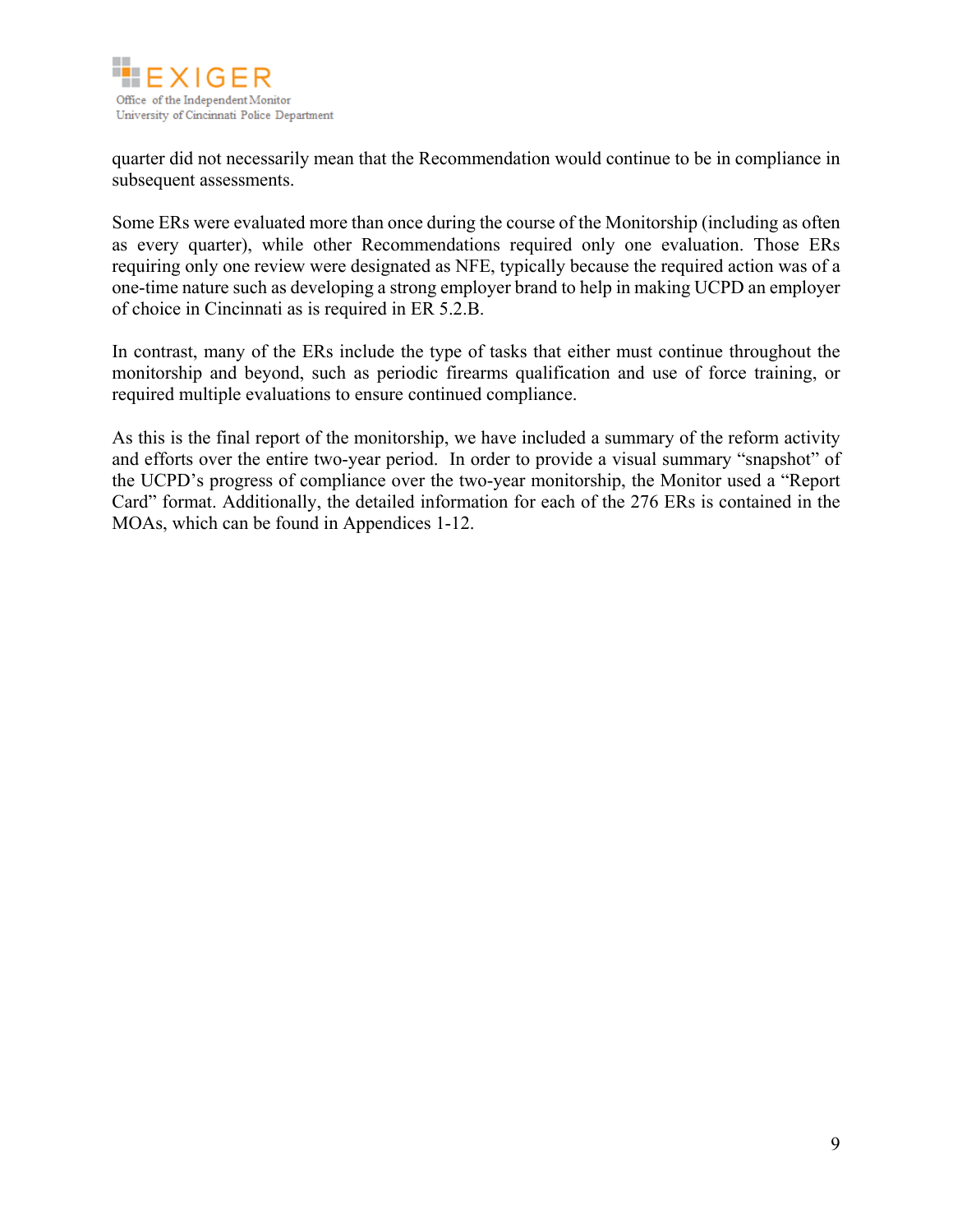quarter did not necessarily mean that the Recommendation would continue to be in compliance in subsequent assessments.

Some ERs were evaluated more than once during the course of the Monitorship (including as often as every quarter), while other Recommendations required only one evaluation. Those ERs requiring only one review were designated as NFE, typically because the required action was of a one-time nature such as developing a strong employer brand to help in making UCPD an employer of choice in Cincinnati as is required in ER 5.2.B.

In contrast, many of the ERs include the type of tasks that either must continue throughout the monitorship and beyond, such as periodic firearms qualification and use of force training, or required multiple evaluations to ensure continued compliance.

As this is the final report of the monitorship, we have included a summary of the reform activity and efforts over the entire two-year period. In order to provide a visual summary "snapshot" of the UCPD's progress of compliance over the two-year monitorship, the Monitor used a "Report Card" format. Additionally, the detailed information for each of the 276 ERs is contained in the MOAs, which can be found in Appendices 1-12.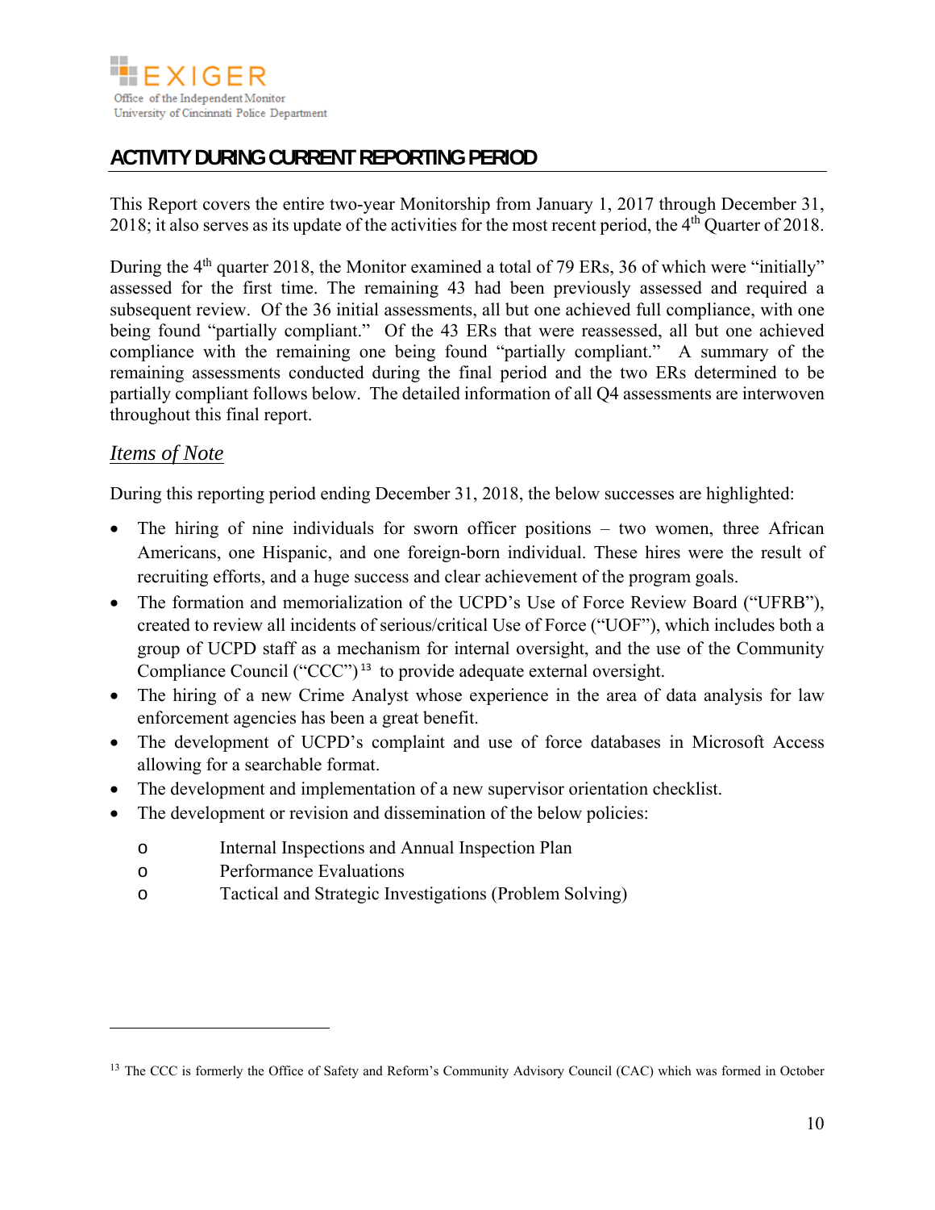## ACTIVITY DURING CURRENT REPORTING PERIOD

This Report covers the entire two-year Monitorship from January 1, 2017 through December 31, 2018; it also serves as its update of the activities for the most recent period, the 4th Quarter of 2018.

During the 4th quarter 2018, the Monitor examined a total of 79 ERs, 36 of which were "initially" assessed for the first time. The remaining 43 had been previously assessed and required a subsequent review. Of the 36 initial assessments, all but one achieved full compliance, with one being found "partially compliant." Of the 43 ERs that were reassessed, all but one achieved compliance with the remaining one being found "partially compliant." A summary of the remaining assessments conducted during the final period and the two ERs determined to be partially compliant follows below. The detailed information of all Q4 assessments are interwoven throughout this final report.

### *Items of Note*

During this reporting period ending December 31, 2018, the below successes are highlighted:

- The hiring of nine individuals for sworn officer positions – two women, three African Americans, one Hispanic, and one foreign-born individual. These hires were the result of recruiting efforts, and a huge success and clear achievement of the program goals.
- The formation and memorialization of the UCPD's Use of Force Review Board ("UFRB"), created to review all incidents of serious/critical Use of Force ("UOF"), which includes both a group of UCPD staff as a mechanism for internal oversight, and the use of the Community Compliance Council ("CCC")[13] to provide adequate external oversight.
- The hiring of a new Crime Analyst whose experience in the area of data analysis for law enforcement agencies has been a great benefit.
- The development of UCPD's complaint and use of force databases in Microsoft Access allowing for a searchable format.
- The development and implementation of a new supervisor orientation checklist.
- The development or revision and dissemination of the below policies:
  - Internal Inspections and Annual Inspection Plan
  - Performance Evaluations
  - Tactical and Strategic Investigations (Problem Solving)

[13] The CCC is formerly the Office of Safety and Reform's Community Advisory Council (CAC) which was formed in October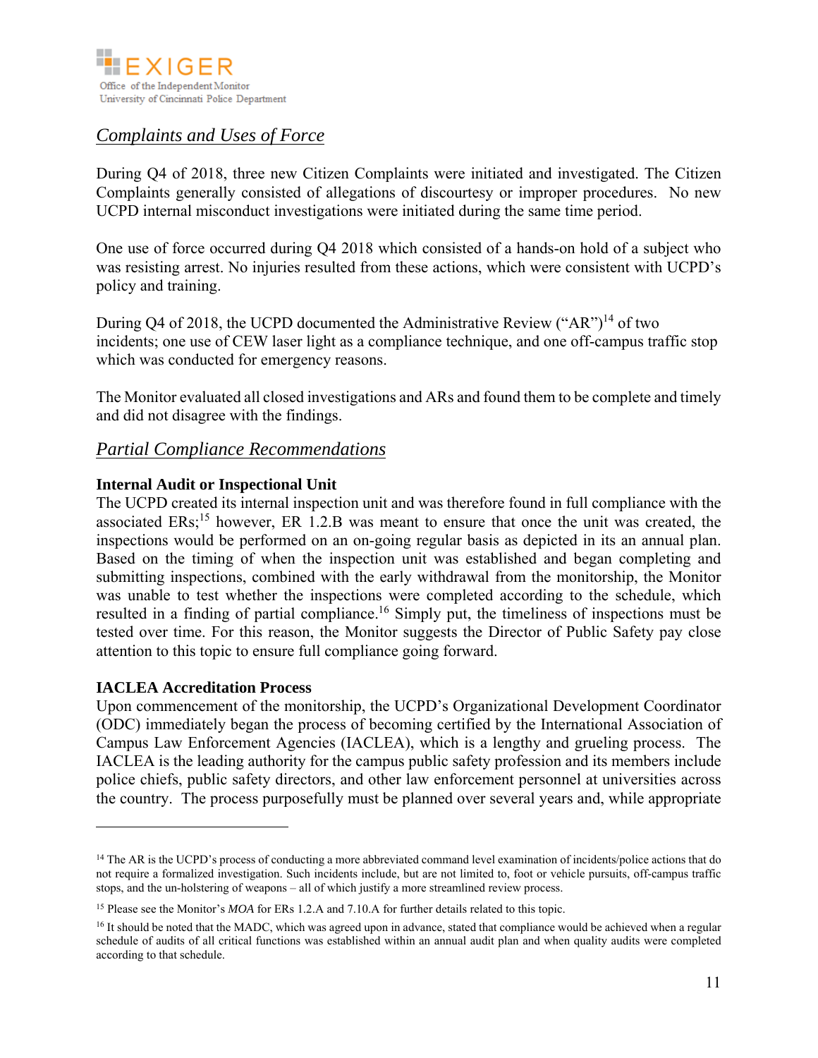## *Complaints and Uses of Force*

During Q4 of 2018, three new Citizen Complaints were initiated and investigated. The Citizen Complaints generally consisted of allegations of discourtesy or improper procedures. No new UCPD internal misconduct investigations were initiated during the same time period.

One use of force occurred during Q4 2018 which consisted of a hands-on hold of a subject who was resisting arrest. No injuries resulted from these actions, which were consistent with UCPD's policy and training.

During Q4 of 2018, the UCPD documented the Administrative Review ("AR")[14] of two incidents; one use of CEW laser light as a compliance technique, and one off-campus traffic stop which was conducted for emergency reasons.

The Monitor evaluated all closed investigations and ARs and found them to be complete and timely and did not disagree with the findings.

## *Partial Compliance Recommendations*

**Internal Audit or Inspectional Unit**

The UCPD created its internal inspection unit and was therefore found in full compliance with the associated ERs;[15] however, ER 1.2.B was meant to ensure that once the unit was created, the inspections would be performed on an on-going regular basis as depicted in its an annual plan. Based on the timing of when the inspection unit was established and began completing and submitting inspections, combined with the early withdrawal from the monitorship, the Monitor was unable to test whether the inspections were completed according to the schedule, which resulted in a finding of partial compliance.[16] Simply put, the timeliness of inspections must be tested over time. For this reason, the Monitor suggests the Director of Public Safety pay close attention to this topic to ensure full compliance going forward.

**IACLEA Accreditation Process**

Upon commencement of the monitorship, the UCPD's Organizational Development Coordinator (ODC) immediately began the process of becoming certified by the International Association of Campus Law Enforcement Agencies (IACLEA), which is a lengthy and grueling process. The IACLEA is the leading authority for the campus public safety profession and its members include police chiefs, public safety directors, and other law enforcement personnel at universities across the country. The process purposefully must be planned over several years and, while appropriate

---

[14] The AR is the UCPD's process of conducting a more abbreviated command level examination of incidents/police actions that do not require a formalized investigation. Such incidents include, but are not limited to, foot or vehicle pursuits, off-campus traffic stops, and the un-holstering of weapons – all of which justify a more streamlined review process.

[15] Please see the Monitor's *MOA* for ERs 1.2.A and 7.10.A for further details related to this topic.

[16] It should be noted that the MADC, which was agreed upon in advance, stated that compliance would be achieved when a regular schedule of audits of all critical functions was established within an annual audit plan and when quality audits were completed according to that schedule.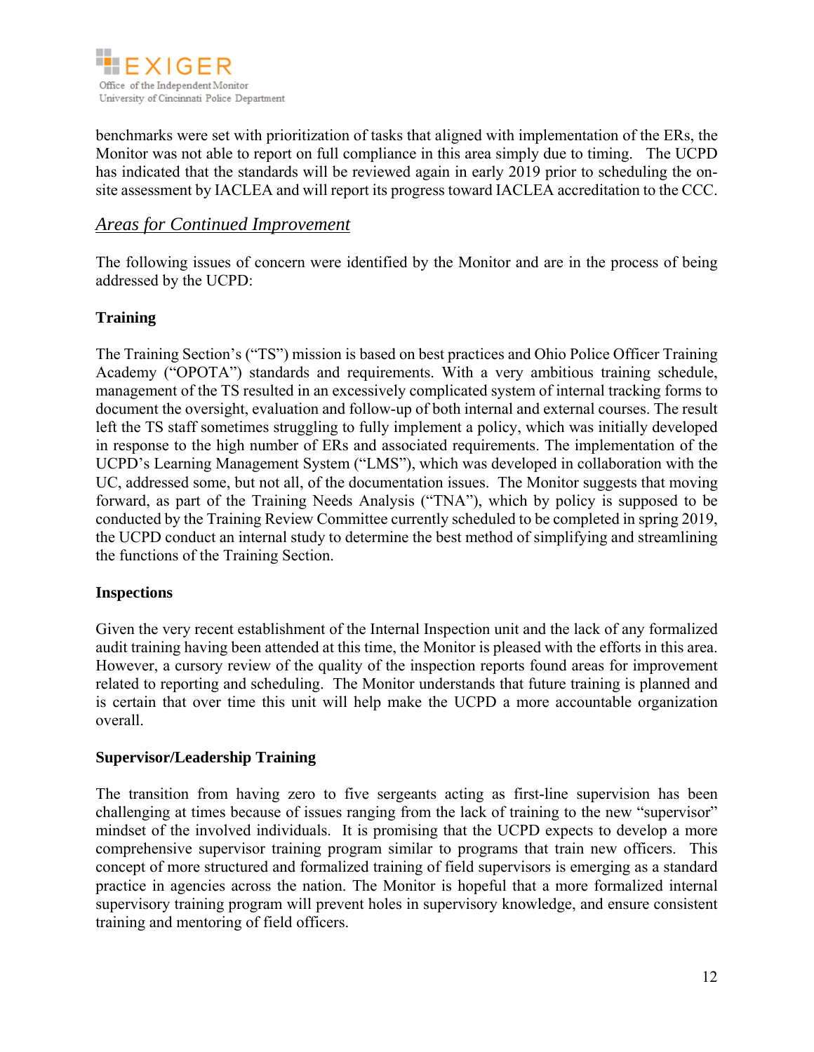benchmarks were set with prioritization of tasks that aligned with implementation of the ERs, the Monitor was not able to report on full compliance in this area simply due to timing. The UCPD has indicated that the standards will be reviewed again in early 2019 prior to scheduling the on-site assessment by IACLEA and will report its progress toward IACLEA accreditation to the CCC.

## *Areas for Continued Improvement*

The following issues of concern were identified by the Monitor and are in the process of being addressed by the UCPD:

**Training**

The Training Section's ("TS") mission is based on best practices and Ohio Police Officer Training Academy ("OPOTA") standards and requirements. With a very ambitious training schedule, management of the TS resulted in an excessively complicated system of internal tracking forms to document the oversight, evaluation and follow-up of both internal and external courses. The result left the TS staff sometimes struggling to fully implement a policy, which was initially developed in response to the high number of ERs and associated requirements. The implementation of the UCPD's Learning Management System ("LMS"), which was developed in collaboration with the UC, addressed some, but not all, of the documentation issues. The Monitor suggests that moving forward, as part of the Training Needs Analysis ("TNA"), which by policy is supposed to be conducted by the Training Review Committee currently scheduled to be completed in spring 2019, the UCPD conduct an internal study to determine the best method of simplifying and streamlining the functions of the Training Section.

**Inspections**

Given the very recent establishment of the Internal Inspection unit and the lack of any formalized audit training having been attended at this time, the Monitor is pleased with the efforts in this area. However, a cursory review of the quality of the inspection reports found areas for improvement related to reporting and scheduling. The Monitor understands that future training is planned and is certain that over time this unit will help make the UCPD a more accountable organization overall.

**Supervisor/Leadership Training**

The transition from having zero to five sergeants acting as first-line supervision has been challenging at times because of issues ranging from the lack of training to the new "supervisor" mindset of the involved individuals. It is promising that the UCPD expects to develop a more comprehensive supervisor training program similar to programs that train new officers. This concept of more structured and formalized training of field supervisors is emerging as a standard practice in agencies across the nation. The Monitor is hopeful that a more formalized internal supervisory training program will prevent holes in supervisory knowledge, and ensure consistent training and mentoring of field officers.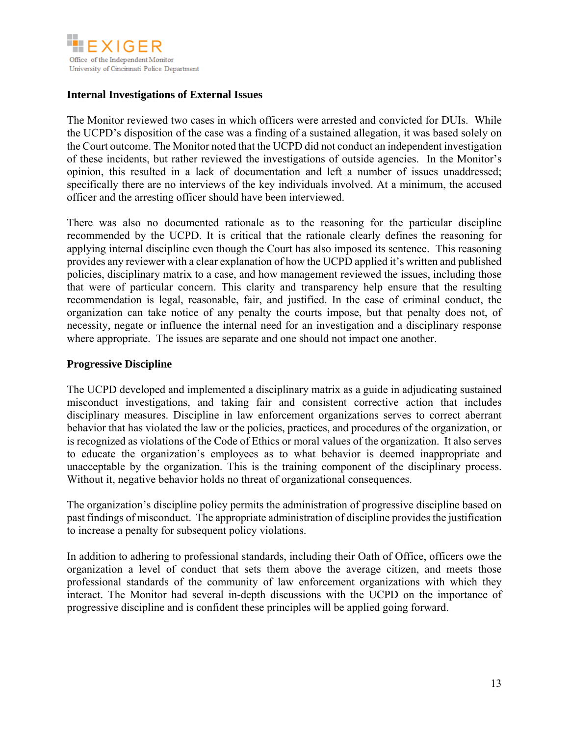## Internal Investigations of External Issues

The Monitor reviewed two cases in which officers were arrested and convicted for DUIs. While the UCPD's disposition of the case was a finding of a sustained allegation, it was based solely on the Court outcome. The Monitor noted that the UCPD did not conduct an independent investigation of these incidents, but rather reviewed the investigations of outside agencies. In the Monitor's opinion, this resulted in a lack of documentation and left a number of issues unaddressed; specifically there are no interviews of the key individuals involved. At a minimum, the accused officer and the arresting officer should have been interviewed.

There was also no documented rationale as to the reasoning for the particular discipline recommended by the UCPD. It is critical that the rationale clearly defines the reasoning for applying internal discipline even though the Court has also imposed its sentence. This reasoning provides any reviewer with a clear explanation of how the UCPD applied it's written and published policies, disciplinary matrix to a case, and how management reviewed the issues, including those that were of particular concern. This clarity and transparency help ensure that the resulting recommendation is legal, reasonable, fair, and justified. In the case of criminal conduct, the organization can take notice of any penalty the courts impose, but that penalty does not, of necessity, negate or influence the internal need for an investigation and a disciplinary response where appropriate. The issues are separate and one should not impact one another.

## Progressive Discipline

The UCPD developed and implemented a disciplinary matrix as a guide in adjudicating sustained misconduct investigations, and taking fair and consistent corrective action that includes disciplinary measures. Discipline in law enforcement organizations serves to correct aberrant behavior that has violated the law or the policies, practices, and procedures of the organization, or is recognized as violations of the Code of Ethics or moral values of the organization. It also serves to educate the organization's employees as to what behavior is deemed inappropriate and unacceptable by the organization. This is the training component of the disciplinary process. Without it, negative behavior holds no threat of organizational consequences.

The organization's discipline policy permits the administration of progressive discipline based on past findings of misconduct. The appropriate administration of discipline provides the justification to increase a penalty for subsequent policy violations.

In addition to adhering to professional standards, including their Oath of Office, officers owe the organization a level of conduct that sets them above the average citizen, and meets those professional standards of the community of law enforcement organizations with which they interact. The Monitor had several in-depth discussions with the UCPD on the importance of progressive discipline and is confident these principles will be applied going forward.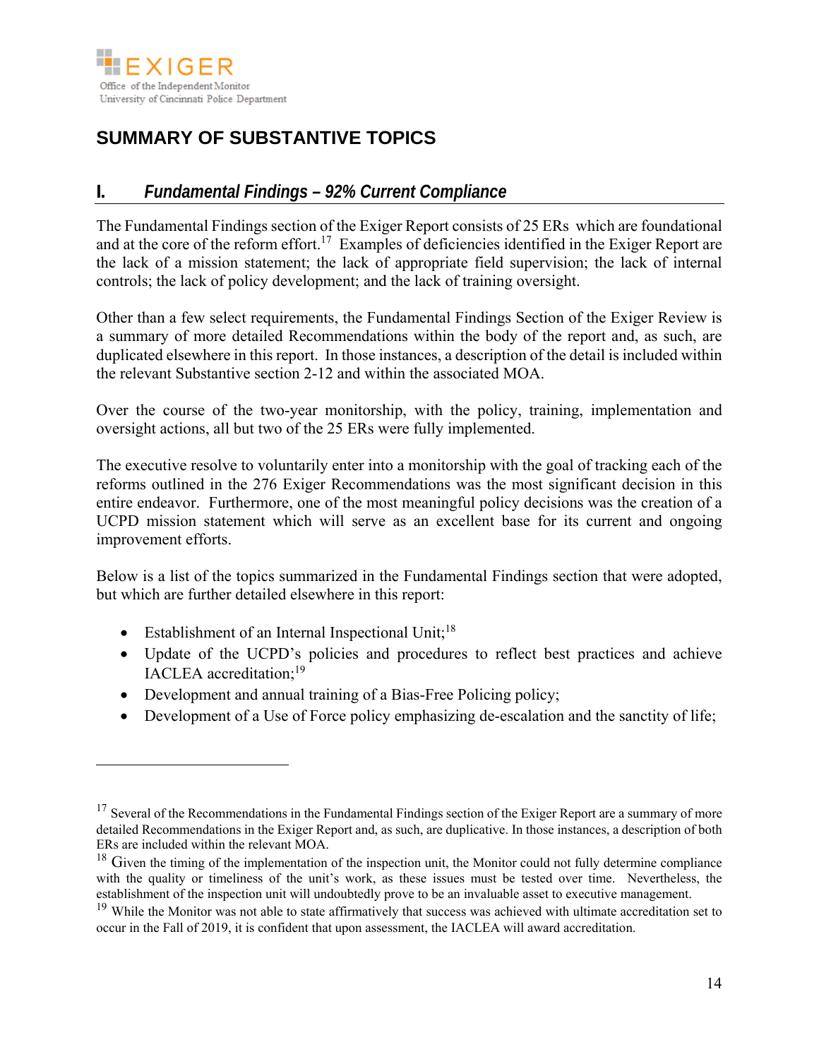## SUMMARY OF SUBSTANTIVE TOPICS

### I. *Fundamental Findings – 92% Current Compliance*

The Fundamental Findings section of the Exiger Report consists of 25 ERs which are foundational and at the core of the reform effort.[17] Examples of deficiencies identified in the Exiger Report are the lack of a mission statement; the lack of appropriate field supervision; the lack of internal controls; the lack of policy development; and the lack of training oversight.

Other than a few select requirements, the Fundamental Findings Section of the Exiger Review is a summary of more detailed Recommendations within the body of the report and, as such, are duplicated elsewhere in this report. In those instances, a description of the detail is included within the relevant Substantive section 2-12 and within the associated MOA.

Over the course of the two-year monitorship, with the policy, training, implementation and oversight actions, all but two of the 25 ERs were fully implemented.

The executive resolve to voluntarily enter into a monitorship with the goal of tracking each of the reforms outlined in the 276 Exiger Recommendations was the most significant decision in this entire endeavor. Furthermore, one of the most meaningful policy decisions was the creation of a UCPD mission statement which will serve as an excellent base for its current and ongoing improvement efforts.

Below is a list of the topics summarized in the Fundamental Findings section that were adopted, but which are further detailed elsewhere in this report:

- Establishment of an Internal Inspectional Unit;[18]
- Update of the UCPD's policies and procedures to reflect best practices and achieve IACLEA accreditation;[19]
- Development and annual training of a Bias-Free Policing policy;
- Development of a Use of Force policy emphasizing de-escalation and the sanctity of life;

---

[17] Several of the Recommendations in the Fundamental Findings section of the Exiger Report are a summary of more detailed Recommendations in the Exiger Report and, as such, are duplicative. In those instances, a description of both ERs are included within the relevant MOA.

[18] Given the timing of the implementation of the inspection unit, the Monitor could not fully determine compliance with the quality or timeliness of the unit's work, as these issues must be tested over time. Nevertheless, the establishment of the inspection unit will undoubtedly prove to be an invaluable asset to executive management.

[19] While the Monitor was not able to state affirmatively that success was achieved with ultimate accreditation set to occur in the Fall of 2019, it is confident that upon assessment, the IACLEA will award accreditation.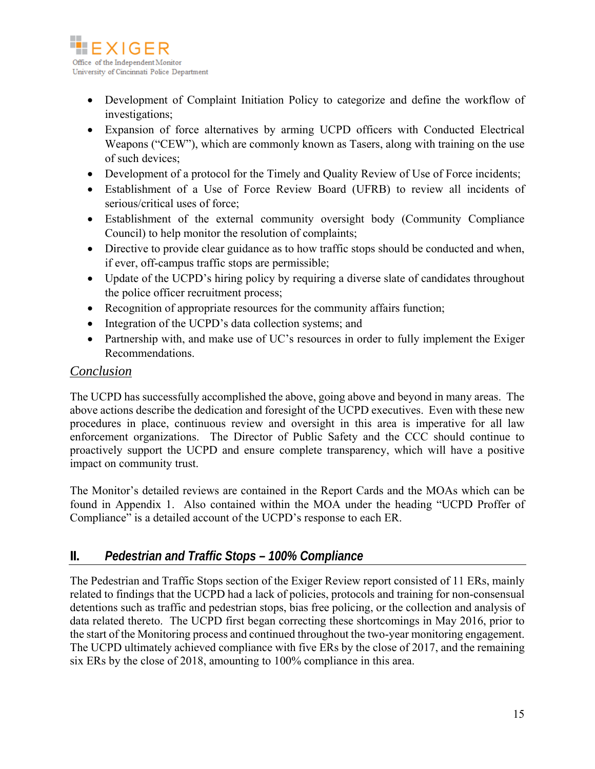- Development of Complaint Initiation Policy to categorize and define the workflow of investigations;
- Expansion of force alternatives by arming UCPD officers with Conducted Electrical Weapons ("CEW"), which are commonly known as Tasers, along with training on the use of such devices;
- Development of a protocol for the Timely and Quality Review of Use of Force incidents;
- Establishment of a Use of Force Review Board (UFRB) to review all incidents of serious/critical uses of force;
- Establishment of the external community oversight body (Community Compliance Council) to help monitor the resolution of complaints;
- Directive to provide clear guidance as to how traffic stops should be conducted and when, if ever, off-campus traffic stops are permissible;
- Update of the UCPD's hiring policy by requiring a diverse slate of candidates throughout the police officer recruitment process;
- Recognition of appropriate resources for the community affairs function;
- Integration of the UCPD's data collection systems; and
- Partnership with, and make use of UC's resources in order to fully implement the Exiger Recommendations.

### *Conclusion*

The UCPD has successfully accomplished the above, going above and beyond in many areas. The above actions describe the dedication and foresight of the UCPD executives. Even with these new procedures in place, continuous review and oversight in this area is imperative for all law enforcement organizations. The Director of Public Safety and the CCC should continue to proactively support the UCPD and ensure complete transparency, which will have a positive impact on community trust.

The Monitor's detailed reviews are contained in the Report Cards and the MOAs which can be found in Appendix 1. Also contained within the MOA under the heading "UCPD Proffer of Compliance" is a detailed account of the UCPD's response to each ER.

## II. *Pedestrian and Traffic Stops – 100% Compliance*

The Pedestrian and Traffic Stops section of the Exiger Review report consisted of 11 ERs, mainly related to findings that the UCPD had a lack of policies, protocols and training for non-consensual detentions such as traffic and pedestrian stops, bias free policing, or the collection and analysis of data related thereto. The UCPD first began correcting these shortcomings in May 2016, prior to the start of the Monitoring process and continued throughout the two-year monitoring engagement. The UCPD ultimately achieved compliance with five ERs by the close of 2017, and the remaining six ERs by the close of 2018, amounting to 100% compliance in this area.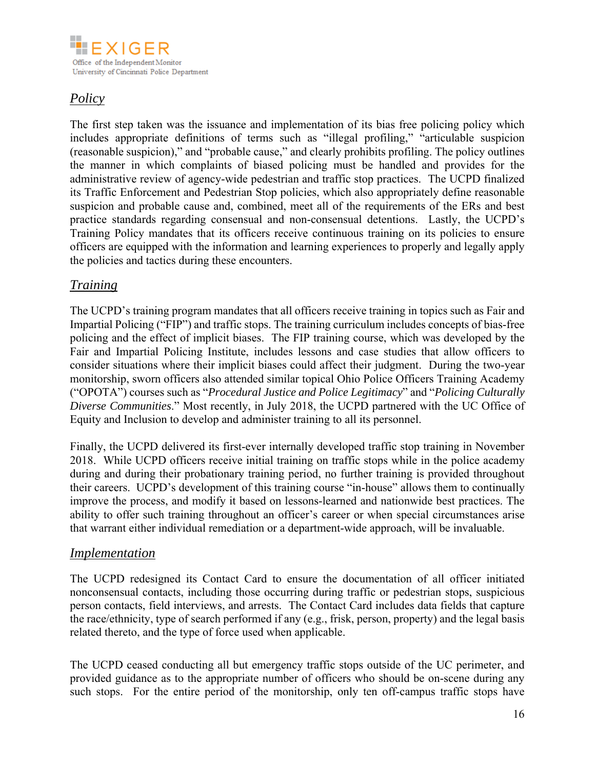## *Policy*

The first step taken was the issuance and implementation of its bias free policing policy which includes appropriate definitions of terms such as "illegal profiling," "articulable suspicion (reasonable suspicion)," and "probable cause," and clearly prohibits profiling. The policy outlines the manner in which complaints of biased policing must be handled and provides for the administrative review of agency-wide pedestrian and traffic stop practices. The UCPD finalized its Traffic Enforcement and Pedestrian Stop policies, which also appropriately define reasonable suspicion and probable cause and, combined, meet all of the requirements of the ERs and best practice standards regarding consensual and non-consensual detentions. Lastly, the UCPD's Training Policy mandates that its officers receive continuous training on its policies to ensure officers are equipped with the information and learning experiences to properly and legally apply the policies and tactics during these encounters.

## *Training*

The UCPD's training program mandates that all officers receive training in topics such as Fair and Impartial Policing ("FIP") and traffic stops. The training curriculum includes concepts of bias-free policing and the effect of implicit biases. The FIP training course, which was developed by the Fair and Impartial Policing Institute, includes lessons and case studies that allow officers to consider situations where their implicit biases could affect their judgment. During the two-year monitorship, sworn officers also attended similar topical Ohio Police Officers Training Academy ("OPOTA") courses such as "*Procedural Justice and Police Legitimacy*" and "*Policing Culturally Diverse Communities*." Most recently, in July 2018, the UCPD partnered with the UC Office of Equity and Inclusion to develop and administer training to all its personnel.

Finally, the UCPD delivered its first-ever internally developed traffic stop training in November 2018. While UCPD officers receive initial training on traffic stops while in the police academy during and during their probationary training period, no further training is provided throughout their careers. UCPD's development of this training course "in-house" allows them to continually improve the process, and modify it based on lessons-learned and nationwide best practices. The ability to offer such training throughout an officer's career or when special circumstances arise that warrant either individual remediation or a department-wide approach, will be invaluable.

## *Implementation*

The UCPD redesigned its Contact Card to ensure the documentation of all officer initiated nonconsensual contacts, including those occurring during traffic or pedestrian stops, suspicious person contacts, field interviews, and arrests. The Contact Card includes data fields that capture the race/ethnicity, type of search performed if any (e.g., frisk, person, property) and the legal basis related thereto, and the type of force used when applicable.

The UCPD ceased conducting all but emergency traffic stops outside of the UC perimeter, and provided guidance as to the appropriate number of officers who should be on-scene during any such stops. For the entire period of the monitorship, only ten off-campus traffic stops have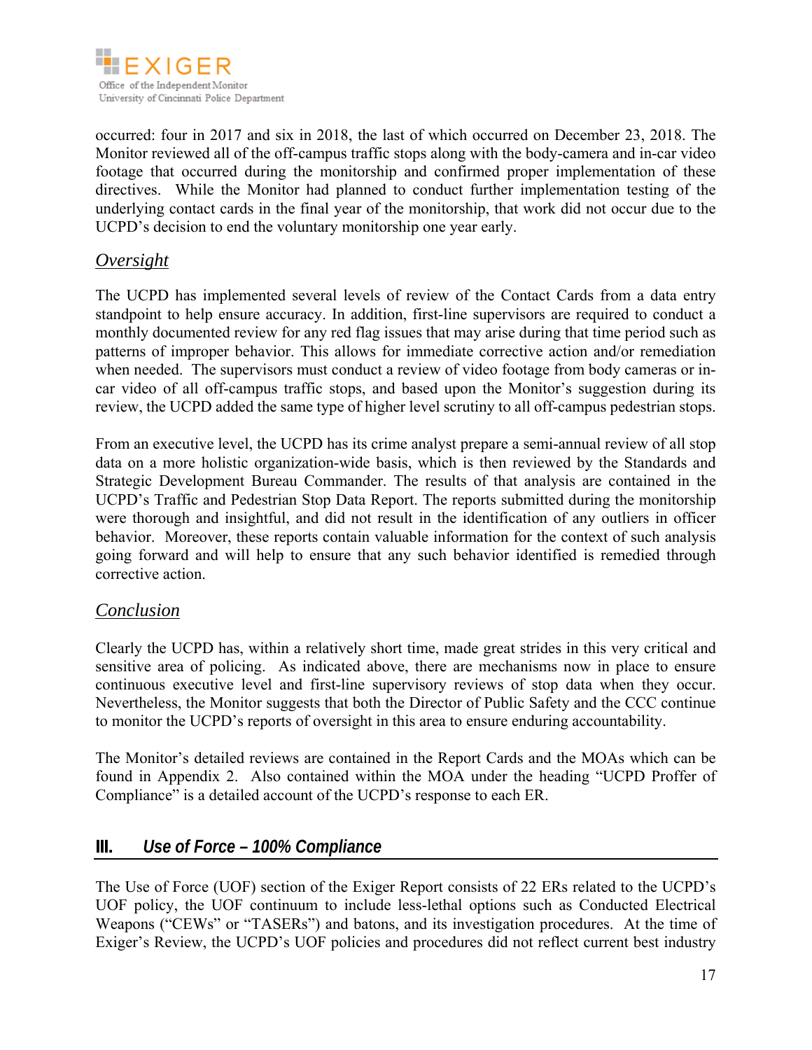occurred: four in 2017 and six in 2018, the last of which occurred on December 23, 2018. The Monitor reviewed all of the off-campus traffic stops along with the body-camera and in-car video footage that occurred during the monitorship and confirmed proper implementation of these directives. While the Monitor had planned to conduct further implementation testing of the underlying contact cards in the final year of the monitorship, that work did not occur due to the UCPD's decision to end the voluntary monitorship one year early.

### *Oversight*

The UCPD has implemented several levels of review of the Contact Cards from a data entry standpoint to help ensure accuracy. In addition, first-line supervisors are required to conduct a monthly documented review for any red flag issues that may arise during that time period such as patterns of improper behavior. This allows for immediate corrective action and/or remediation when needed. The supervisors must conduct a review of video footage from body cameras or in-car video of all off-campus traffic stops, and based upon the Monitor's suggestion during its review, the UCPD added the same type of higher level scrutiny to all off-campus pedestrian stops.

From an executive level, the UCPD has its crime analyst prepare a semi-annual review of all stop data on a more holistic organization-wide basis, which is then reviewed by the Standards and Strategic Development Bureau Commander. The results of that analysis are contained in the UCPD's Traffic and Pedestrian Stop Data Report. The reports submitted during the monitorship were thorough and insightful, and did not result in the identification of any outliers in officer behavior. Moreover, these reports contain valuable information for the context of such analysis going forward and will help to ensure that any such behavior identified is remedied through corrective action.

### *Conclusion*

Clearly the UCPD has, within a relatively short time, made great strides in this very critical and sensitive area of policing. As indicated above, there are mechanisms now in place to ensure continuous executive level and first-line supervisory reviews of stop data when they occur. Nevertheless, the Monitor suggests that both the Director of Public Safety and the CCC continue to monitor the UCPD's reports of oversight in this area to ensure enduring accountability.

The Monitor's detailed reviews are contained in the Report Cards and the MOAs which can be found in Appendix 2. Also contained within the MOA under the heading "UCPD Proffer of Compliance" is a detailed account of the UCPD's response to each ER.

## III. *Use of Force – 100% Compliance*

The Use of Force (UOF) section of the Exiger Report consists of 22 ERs related to the UCPD's UOF policy, the UOF continuum to include less-lethal options such as Conducted Electrical Weapons ("CEWs" or "TASERs") and batons, and its investigation procedures. At the time of Exiger's Review, the UCPD's UOF policies and procedures did not reflect current best industry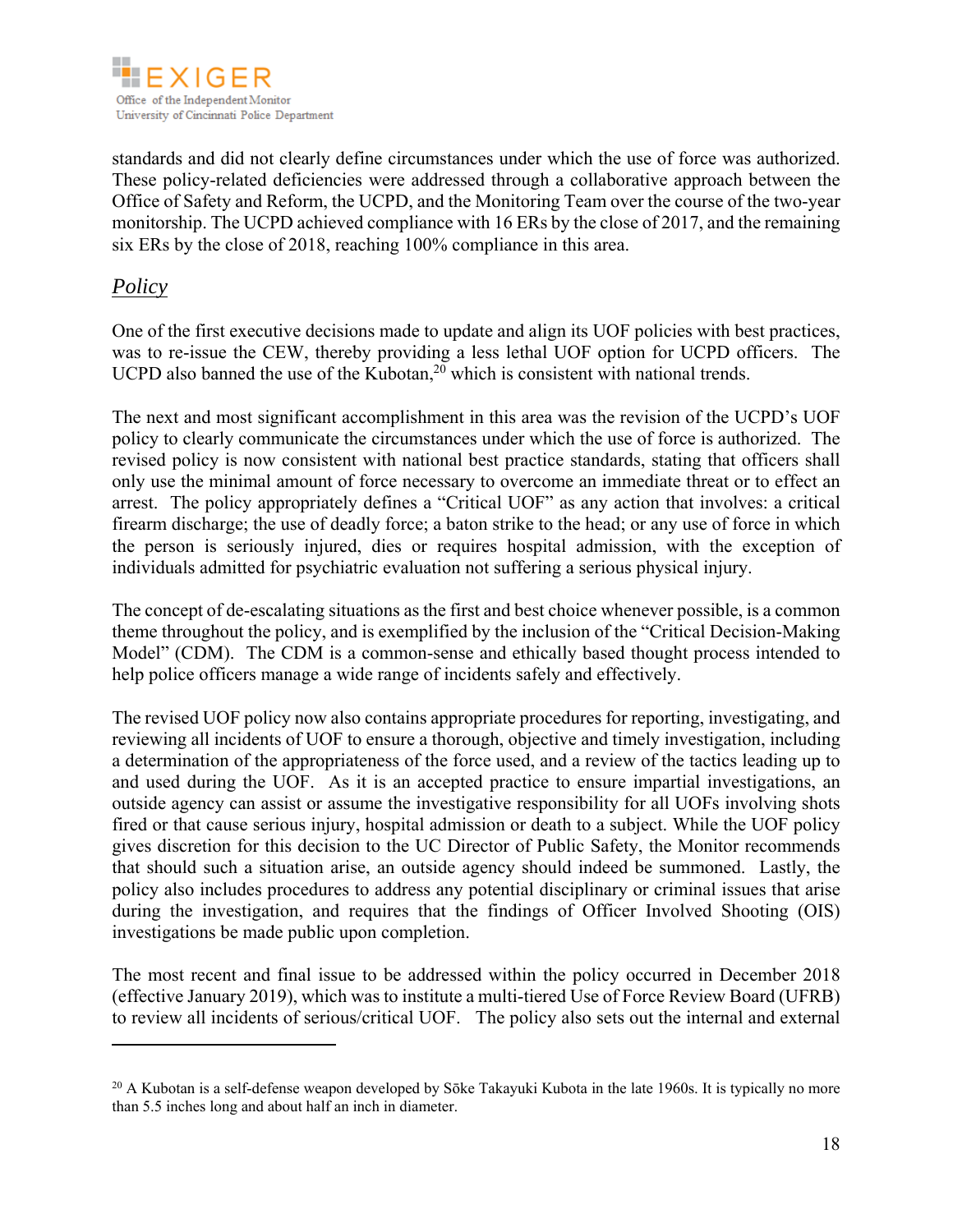standards and did not clearly define circumstances under which the use of force was authorized. These policy-related deficiencies were addressed through a collaborative approach between the Office of Safety and Reform, the UCPD, and the Monitoring Team over the course of the two-year monitorship. The UCPD achieved compliance with 16 ERs by the close of 2017, and the remaining six ERs by the close of 2018, reaching 100% compliance in this area.

## *Policy*

One of the first executive decisions made to update and align its UOF policies with best practices, was to re-issue the CEW, thereby providing a less lethal UOF option for UCPD officers. The UCPD also banned the use of the Kubotan,[20] which is consistent with national trends.

The next and most significant accomplishment in this area was the revision of the UCPD's UOF policy to clearly communicate the circumstances under which the use of force is authorized. The revised policy is now consistent with national best practice standards, stating that officers shall only use the minimal amount of force necessary to overcome an immediate threat or to effect an arrest. The policy appropriately defines a "Critical UOF" as any action that involves: a critical firearm discharge; the use of deadly force; a baton strike to the head; or any use of force in which the person is seriously injured, dies or requires hospital admission, with the exception of individuals admitted for psychiatric evaluation not suffering a serious physical injury.

The concept of de-escalating situations as the first and best choice whenever possible, is a common theme throughout the policy, and is exemplified by the inclusion of the "Critical Decision-Making Model" (CDM). The CDM is a common-sense and ethically based thought process intended to help police officers manage a wide range of incidents safely and effectively.

The revised UOF policy now also contains appropriate procedures for reporting, investigating, and reviewing all incidents of UOF to ensure a thorough, objective and timely investigation, including a determination of the appropriateness of the force used, and a review of the tactics leading up to and used during the UOF. As it is an accepted practice to ensure impartial investigations, an outside agency can assist or assume the investigative responsibility for all UOFs involving shots fired or that cause serious injury, hospital admission or death to a subject. While the UOF policy gives discretion for this decision to the UC Director of Public Safety, the Monitor recommends that should such a situation arise, an outside agency should indeed be summoned. Lastly, the policy also includes procedures to address any potential disciplinary or criminal issues that arise during the investigation, and requires that the findings of Officer Involved Shooting (OIS) investigations be made public upon completion.

The most recent and final issue to be addressed within the policy occurred in December 2018 (effective January 2019), which was to institute a multi-tiered Use of Force Review Board (UFRB) to review all incidents of serious/critical UOF. The policy also sets out the internal and external

---

[20] A Kubotan is a self-defense weapon developed by Sōke Takayuki Kubota in the late 1960s. It is typically no more than 5.5 inches long and about half an inch in diameter.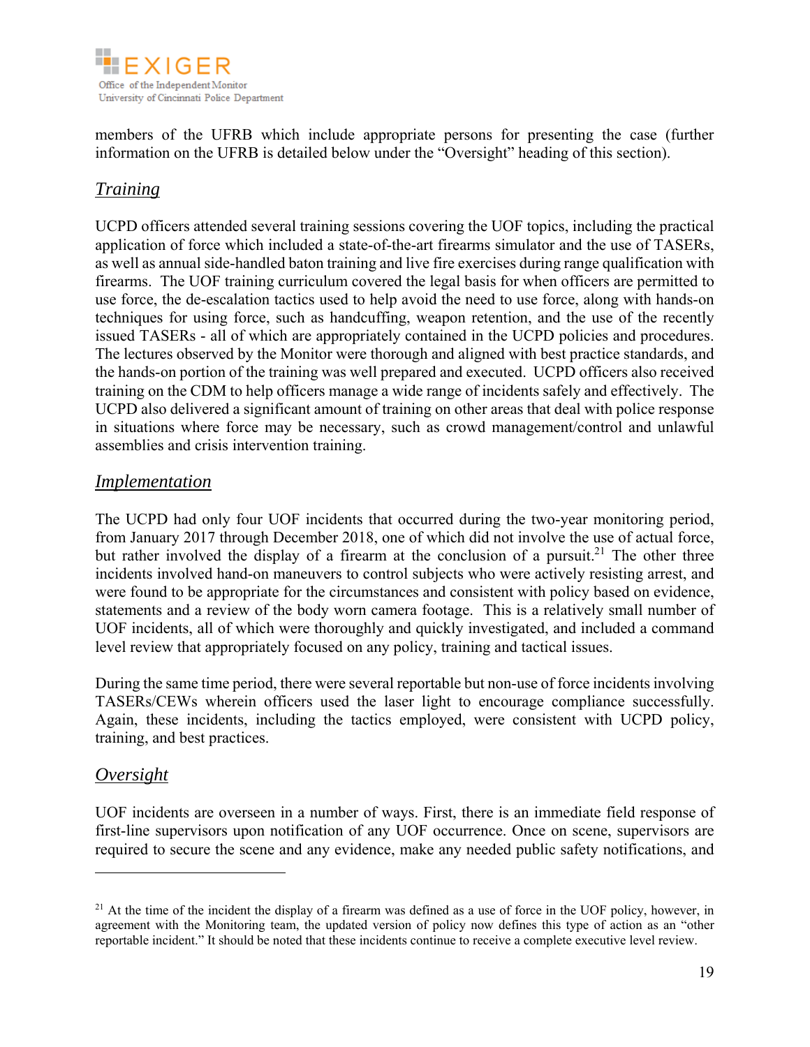members of the UFRB which include appropriate persons for presenting the case (further information on the UFRB is detailed below under the "Oversight" heading of this section).

## *Training*

UCPD officers attended several training sessions covering the UOF topics, including the practical application of force which included a state-of-the-art firearms simulator and the use of TASERs, as well as annual side-handled baton training and live fire exercises during range qualification with firearms. The UOF training curriculum covered the legal basis for when officers are permitted to use force, the de-escalation tactics used to help avoid the need to use force, along with hands-on techniques for using force, such as handcuffing, weapon retention, and the use of the recently issued TASERs - all of which are appropriately contained in the UCPD policies and procedures. The lectures observed by the Monitor were thorough and aligned with best practice standards, and the hands-on portion of the training was well prepared and executed. UCPD officers also received training on the CDM to help officers manage a wide range of incidents safely and effectively. The UCPD also delivered a significant amount of training on other areas that deal with police response in situations where force may be necessary, such as crowd management/control and unlawful assemblies and crisis intervention training.

## *Implementation*

The UCPD had only four UOF incidents that occurred during the two-year monitoring period, from January 2017 through December 2018, one of which did not involve the use of actual force, but rather involved the display of a firearm at the conclusion of a pursuit.[21] The other three incidents involved hand-on maneuvers to control subjects who were actively resisting arrest, and were found to be appropriate for the circumstances and consistent with policy based on evidence, statements and a review of the body worn camera footage. This is a relatively small number of UOF incidents, all of which were thoroughly and quickly investigated, and included a command level review that appropriately focused on any policy, training and tactical issues.

During the same time period, there were several reportable but non-use of force incidents involving TASERs/CEWs wherein officers used the laser light to encourage compliance successfully. Again, these incidents, including the tactics employed, were consistent with UCPD policy, training, and best practices.

## *Oversight*

UOF incidents are overseen in a number of ways. First, there is an immediate field response of first-line supervisors upon notification of any UOF occurrence. Once on scene, supervisors are required to secure the scene and any evidence, make any needed public safety notifications, and

---

[21] At the time of the incident the display of a firearm was defined as a use of force in the UOF policy, however, in agreement with the Monitoring team, the updated version of policy now defines this type of action as an "other reportable incident." It should be noted that these incidents continue to receive a complete executive level review.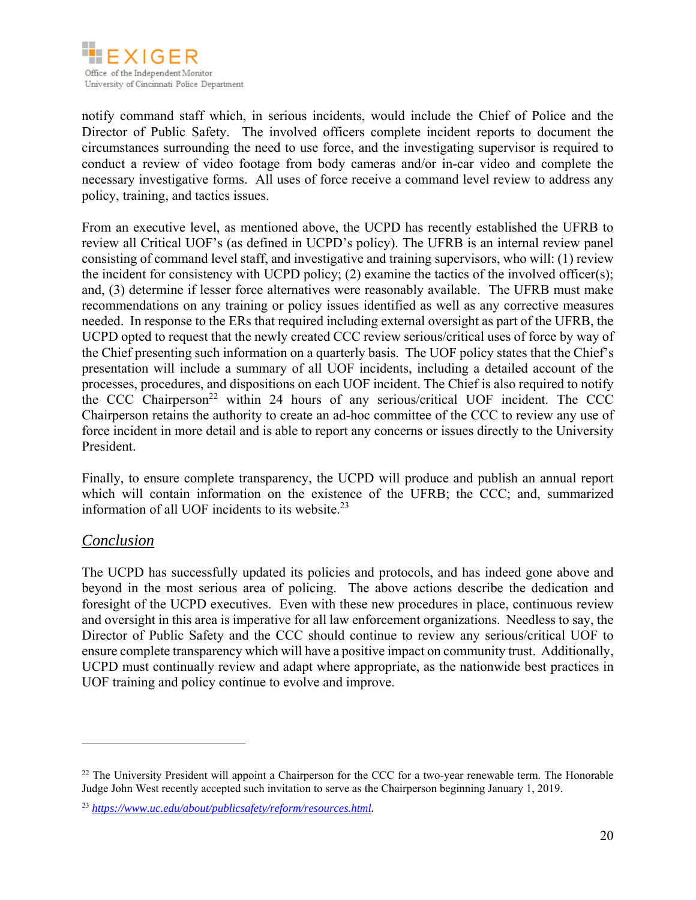notify command staff which, in serious incidents, would include the Chief of Police and the Director of Public Safety. The involved officers complete incident reports to document the circumstances surrounding the need to use force, and the investigating supervisor is required to conduct a review of video footage from body cameras and/or in-car video and complete the necessary investigative forms. All uses of force receive a command level review to address any policy, training, and tactics issues.

From an executive level, as mentioned above, the UCPD has recently established the UFRB to review all Critical UOF's (as defined in UCPD's policy). The UFRB is an internal review panel consisting of command level staff, and investigative and training supervisors, who will: (1) review the incident for consistency with UCPD policy; (2) examine the tactics of the involved officer(s); and, (3) determine if lesser force alternatives were reasonably available. The UFRB must make recommendations on any training or policy issues identified as well as any corrective measures needed. In response to the ERs that required including external oversight as part of the UFRB, the UCPD opted to request that the newly created CCC review serious/critical uses of force by way of the Chief presenting such information on a quarterly basis. The UOF policy states that the Chief's presentation will include a summary of all UOF incidents, including a detailed account of the processes, procedures, and dispositions on each UOF incident. The Chief is also required to notify the CCC Chairperson[22] within 24 hours of any serious/critical UOF incident. The CCC Chairperson retains the authority to create an ad-hoc committee of the CCC to review any use of force incident in more detail and is able to report any concerns or issues directly to the University President.

Finally, to ensure complete transparency, the UCPD will produce and publish an annual report which will contain information on the existence of the UFRB; the CCC; and, summarized information of all UOF incidents to its website.[23]

## *Conclusion*

The UCPD has successfully updated its policies and protocols, and has indeed gone above and beyond in the most serious area of policing. The above actions describe the dedication and foresight of the UCPD executives. Even with these new procedures in place, continuous review and oversight in this area is imperative for all law enforcement organizations. Needless to say, the Director of Public Safety and the CCC should continue to review any serious/critical UOF to ensure complete transparency which will have a positive impact on community trust. Additionally, UCPD must continually review and adapt where appropriate, as the nationwide best practices in UOF training and policy continue to evolve and improve.

---

[22] The University President will appoint a Chairperson for the CCC for a two-year renewable term. The Honorable Judge John West recently accepted such invitation to serve as the Chairperson beginning January 1, 2019.

[23] *https://www.uc.edu/about/publicsafety/reform/resources.html*.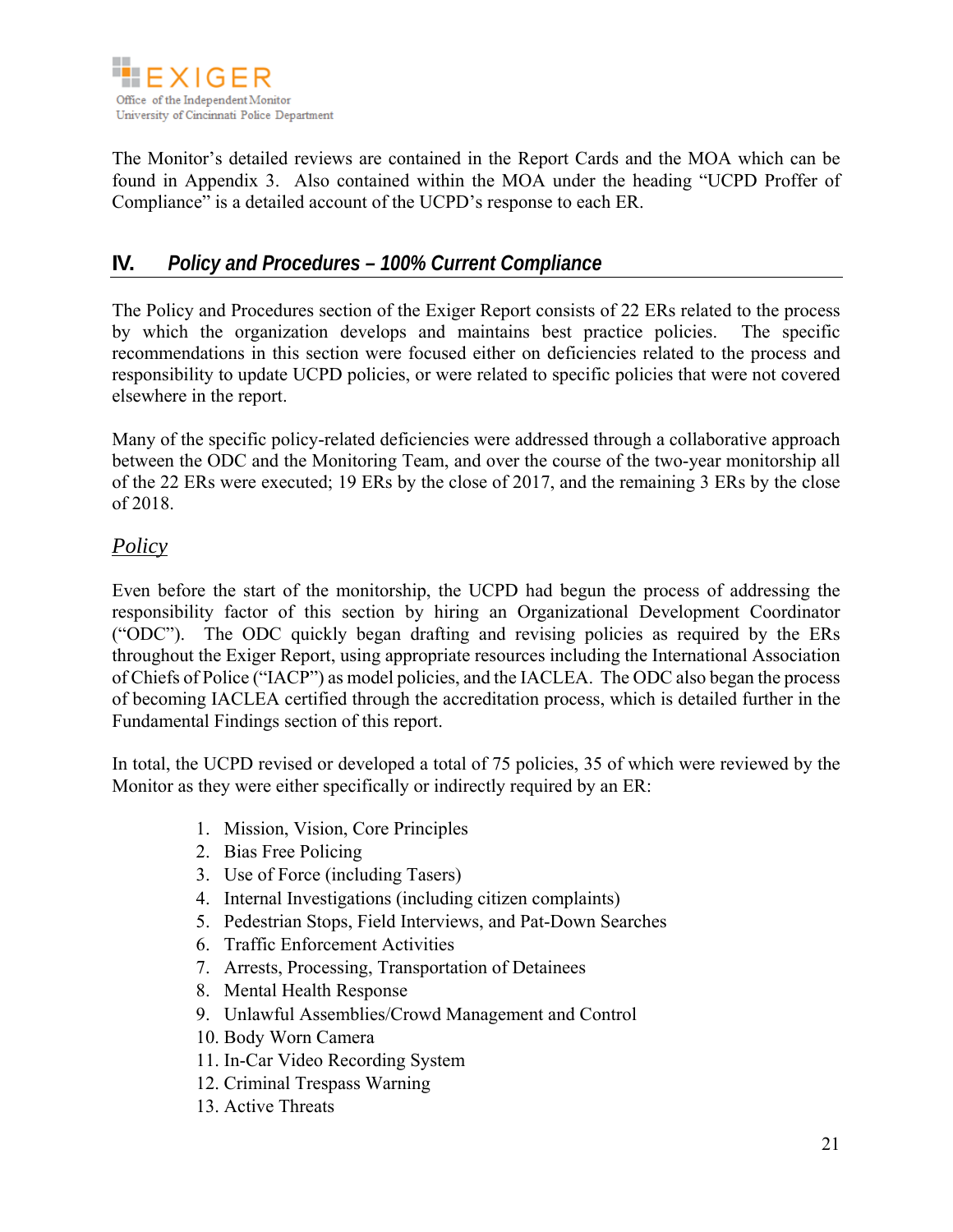The Monitor's detailed reviews are contained in the Report Cards and the MOA which can be found in Appendix 3. Also contained within the MOA under the heading "UCPD Proffer of Compliance" is a detailed account of the UCPD's response to each ER.

## IV. *Policy and Procedures – 100% Current Compliance*

The Policy and Procedures section of the Exiger Report consists of 22 ERs related to the process by which the organization develops and maintains best practice policies. The specific recommendations in this section were focused either on deficiencies related to the process and responsibility to update UCPD policies, or were related to specific policies that were not covered elsewhere in the report.

Many of the specific policy-related deficiencies were addressed through a collaborative approach between the ODC and the Monitoring Team, and over the course of the two-year monitorship all of the 22 ERs were executed; 19 ERs by the close of 2017, and the remaining 3 ERs by the close of 2018.

### *Policy*

Even before the start of the monitorship, the UCPD had begun the process of addressing the responsibility factor of this section by hiring an Organizational Development Coordinator ("ODC"). The ODC quickly began drafting and revising policies as required by the ERs throughout the Exiger Report, using appropriate resources including the International Association of Chiefs of Police ("IACP") as model policies, and the IACLEA. The ODC also began the process of becoming IACLEA certified through the accreditation process, which is detailed further in the Fundamental Findings section of this report.

In total, the UCPD revised or developed a total of 75 policies, 35 of which were reviewed by the Monitor as they were either specifically or indirectly required by an ER:

1. Mission, Vision, Core Principles
2. Bias Free Policing
3. Use of Force (including Tasers)
4. Internal Investigations (including citizen complaints)
5. Pedestrian Stops, Field Interviews, and Pat-Down Searches
6. Traffic Enforcement Activities
7. Arrests, Processing, Transportation of Detainees
8. Mental Health Response
9. Unlawful Assemblies/Crowd Management and Control
10. Body Worn Camera
11. In-Car Video Recording System
12. Criminal Trespass Warning
13. Active Threats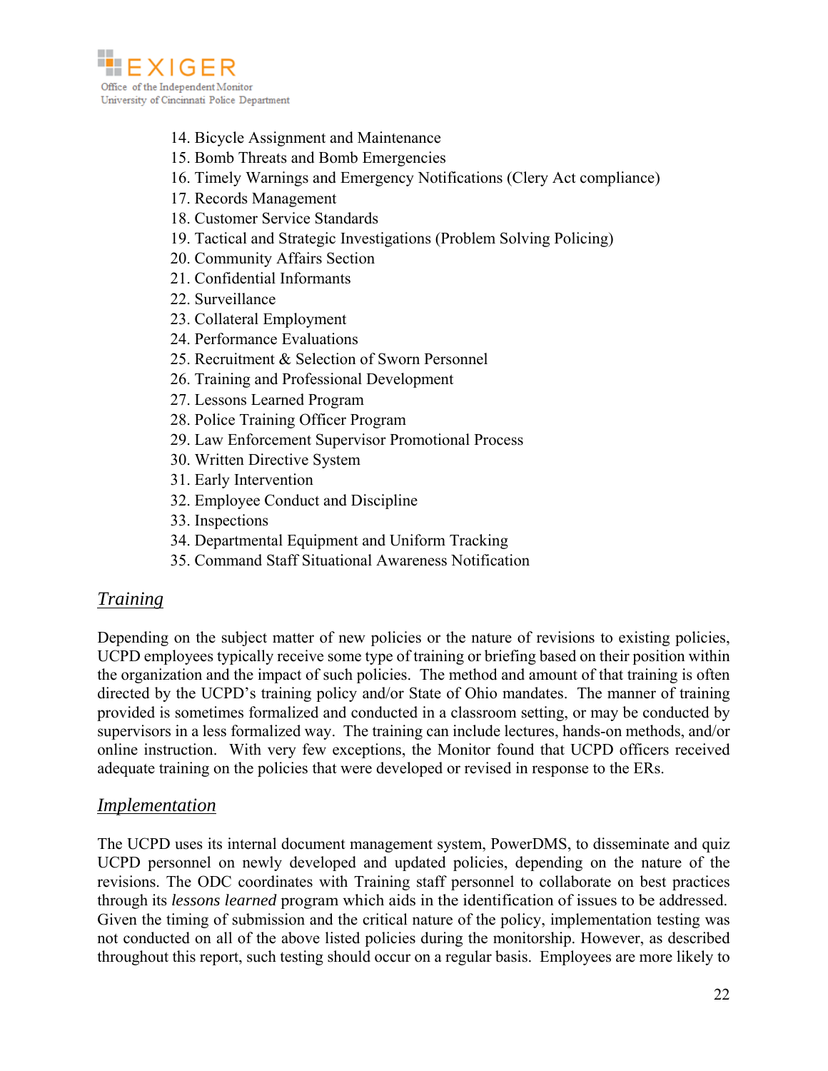14. Bicycle Assignment and Maintenance
15. Bomb Threats and Bomb Emergencies
16. Timely Warnings and Emergency Notifications (Clery Act compliance)
17. Records Management
18. Customer Service Standards
19. Tactical and Strategic Investigations (Problem Solving Policing)
20. Community Affairs Section
21. Confidential Informants
22. Surveillance
23. Collateral Employment
24. Performance Evaluations
25. Recruitment & Selection of Sworn Personnel
26. Training and Professional Development
27. Lessons Learned Program
28. Police Training Officer Program
29. Law Enforcement Supervisor Promotional Process
30. Written Directive System
31. Early Intervention
32. Employee Conduct and Discipline
33. Inspections
34. Departmental Equipment and Uniform Tracking
35. Command Staff Situational Awareness Notification

## *Training*

Depending on the subject matter of new policies or the nature of revisions to existing policies, UCPD employees typically receive some type of training or briefing based on their position within the organization and the impact of such policies. The method and amount of that training is often directed by the UCPD's training policy and/or State of Ohio mandates. The manner of training provided is sometimes formalized and conducted in a classroom setting, or may be conducted by supervisors in a less formalized way. The training can include lectures, hands-on methods, and/or online instruction. With very few exceptions, the Monitor found that UCPD officers received adequate training on the policies that were developed or revised in response to the ERs.

## *Implementation*

The UCPD uses its internal document management system, PowerDMS, to disseminate and quiz UCPD personnel on newly developed and updated policies, depending on the nature of the revisions. The ODC coordinates with Training staff personnel to collaborate on best practices through its *lessons learned* program which aids in the identification of issues to be addressed. Given the timing of submission and the critical nature of the policy, implementation testing was not conducted on all of the above listed policies during the monitorship. However, as described throughout this report, such testing should occur on a regular basis. Employees are more likely to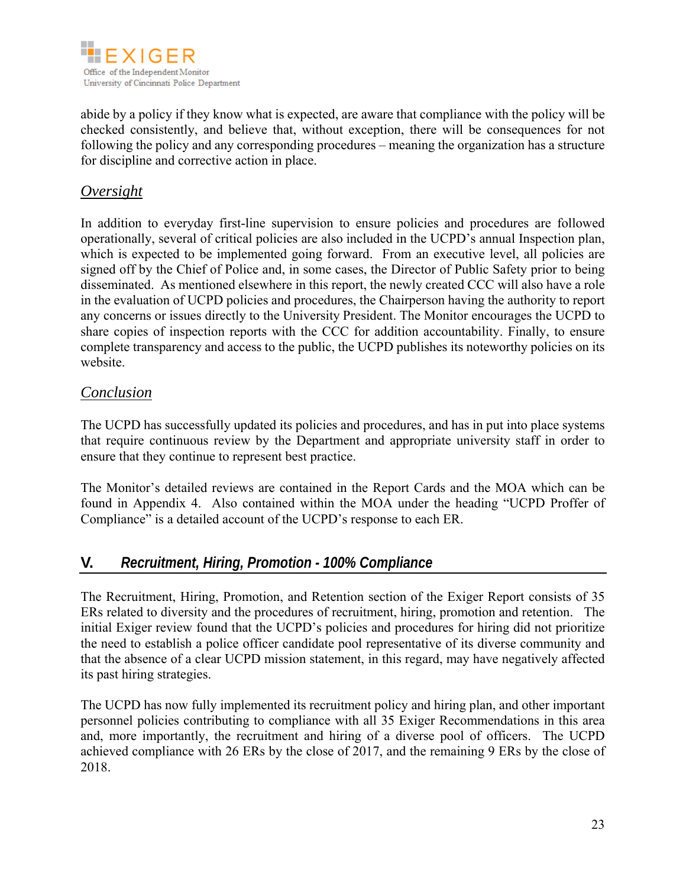abide by a policy if they know what is expected, are aware that compliance with the policy will be checked consistently, and believe that, without exception, there will be consequences for not following the policy and any corresponding procedures – meaning the organization has a structure for discipline and corrective action in place.

### *Oversight*

In addition to everyday first-line supervision to ensure policies and procedures are followed operationally, several of critical policies are also included in the UCPD's annual Inspection plan, which is expected to be implemented going forward. From an executive level, all policies are signed off by the Chief of Police and, in some cases, the Director of Public Safety prior to being disseminated. As mentioned elsewhere in this report, the newly created CCC will also have a role in the evaluation of UCPD policies and procedures, the Chairperson having the authority to report any concerns or issues directly to the University President. The Monitor encourages the UCPD to share copies of inspection reports with the CCC for addition accountability. Finally, to ensure complete transparency and access to the public, the UCPD publishes its noteworthy policies on its website.

### *Conclusion*

The UCPD has successfully updated its policies and procedures, and has in put into place systems that require continuous review by the Department and appropriate university staff in order to ensure that they continue to represent best practice.

The Monitor's detailed reviews are contained in the Report Cards and the MOA which can be found in Appendix 4. Also contained within the MOA under the heading "UCPD Proffer of Compliance" is a detailed account of the UCPD's response to each ER.

## V. *Recruitment, Hiring, Promotion - 100% Compliance*

The Recruitment, Hiring, Promotion, and Retention section of the Exiger Report consists of 35 ERs related to diversity and the procedures of recruitment, hiring, promotion and retention. The initial Exiger review found that the UCPD's policies and procedures for hiring did not prioritize the need to establish a police officer candidate pool representative of its diverse community and that the absence of a clear UCPD mission statement, in this regard, may have negatively affected its past hiring strategies.

The UCPD has now fully implemented its recruitment policy and hiring plan, and other important personnel policies contributing to compliance with all 35 Exiger Recommendations in this area and, more importantly, the recruitment and hiring of a diverse pool of officers. The UCPD achieved compliance with 26 ERs by the close of 2017, and the remaining 9 ERs by the close of 2018.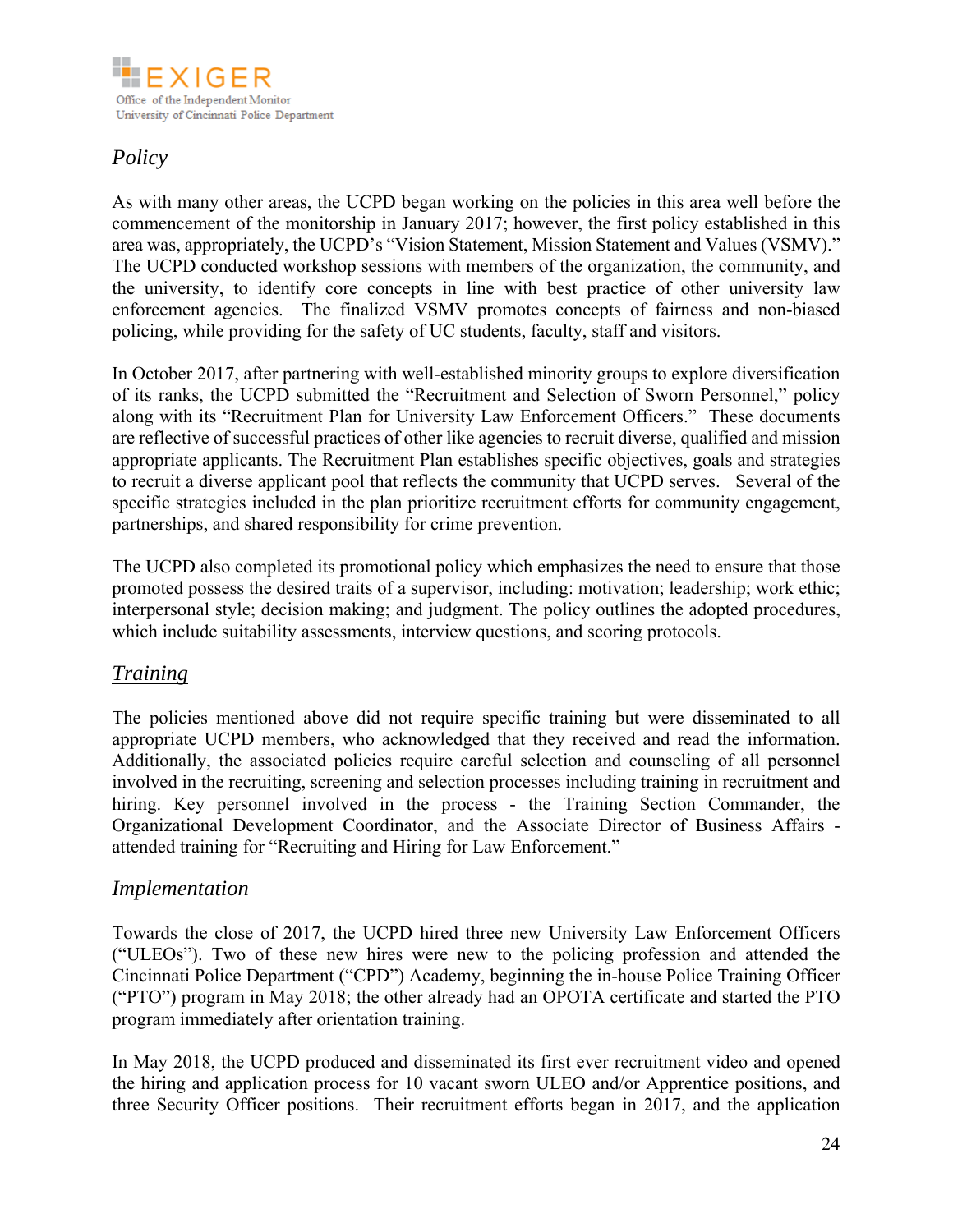## *Policy*

As with many other areas, the UCPD began working on the policies in this area well before the commencement of the monitorship in January 2017; however, the first policy established in this area was, appropriately, the UCPD's "Vision Statement, Mission Statement and Values (VSMV)." The UCPD conducted workshop sessions with members of the organization, the community, and the university, to identify core concepts in line with best practice of other university law enforcement agencies. The finalized VSMV promotes concepts of fairness and non-biased policing, while providing for the safety of UC students, faculty, staff and visitors.

In October 2017, after partnering with well-established minority groups to explore diversification of its ranks, the UCPD submitted the "Recruitment and Selection of Sworn Personnel," policy along with its "Recruitment Plan for University Law Enforcement Officers." These documents are reflective of successful practices of other like agencies to recruit diverse, qualified and mission appropriate applicants. The Recruitment Plan establishes specific objectives, goals and strategies to recruit a diverse applicant pool that reflects the community that UCPD serves. Several of the specific strategies included in the plan prioritize recruitment efforts for community engagement, partnerships, and shared responsibility for crime prevention.

The UCPD also completed its promotional policy which emphasizes the need to ensure that those promoted possess the desired traits of a supervisor, including: motivation; leadership; work ethic; interpersonal style; decision making; and judgment. The policy outlines the adopted procedures, which include suitability assessments, interview questions, and scoring protocols.

## *Training*

The policies mentioned above did not require specific training but were disseminated to all appropriate UCPD members, who acknowledged that they received and read the information. Additionally, the associated policies require careful selection and counseling of all personnel involved in the recruiting, screening and selection processes including training in recruitment and hiring. Key personnel involved in the process - the Training Section Commander, the Organizational Development Coordinator, and the Associate Director of Business Affairs - attended training for "Recruiting and Hiring for Law Enforcement."

## *Implementation*

Towards the close of 2017, the UCPD hired three new University Law Enforcement Officers ("ULEOs"). Two of these new hires were new to the policing profession and attended the Cincinnati Police Department ("CPD") Academy, beginning the in-house Police Training Officer ("PTO") program in May 2018; the other already had an OPOTA certificate and started the PTO program immediately after orientation training.

In May 2018, the UCPD produced and disseminated its first ever recruitment video and opened the hiring and application process for 10 vacant sworn ULEO and/or Apprentice positions, and three Security Officer positions. Their recruitment efforts began in 2017, and the application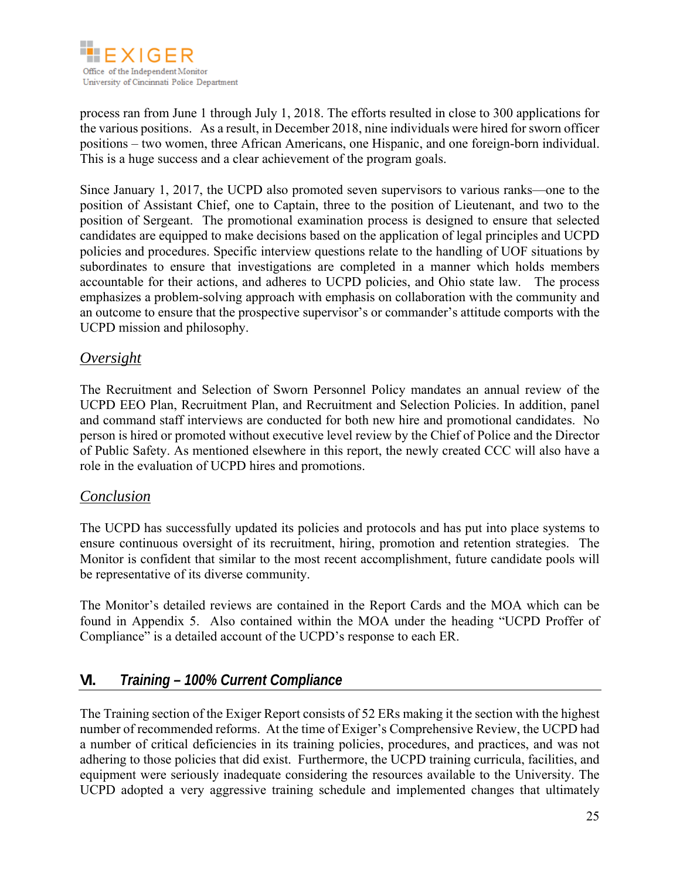process ran from June 1 through July 1, 2018. The efforts resulted in close to 300 applications for the various positions. As a result, in December 2018, nine individuals were hired for sworn officer positions – two women, three African Americans, one Hispanic, and one foreign-born individual. This is a huge success and a clear achievement of the program goals.

Since January 1, 2017, the UCPD also promoted seven supervisors to various ranks—one to the position of Assistant Chief, one to Captain, three to the position of Lieutenant, and two to the position of Sergeant. The promotional examination process is designed to ensure that selected candidates are equipped to make decisions based on the application of legal principles and UCPD policies and procedures. Specific interview questions relate to the handling of UOF situations by subordinates to ensure that investigations are completed in a manner which holds members accountable for their actions, and adheres to UCPD policies, and Ohio state law. The process emphasizes a problem-solving approach with emphasis on collaboration with the community and an outcome to ensure that the prospective supervisor's or commander's attitude comports with the UCPD mission and philosophy.

### *Oversight*

The Recruitment and Selection of Sworn Personnel Policy mandates an annual review of the UCPD EEO Plan, Recruitment Plan, and Recruitment and Selection Policies. In addition, panel and command staff interviews are conducted for both new hire and promotional candidates. No person is hired or promoted without executive level review by the Chief of Police and the Director of Public Safety. As mentioned elsewhere in this report, the newly created CCC will also have a role in the evaluation of UCPD hires and promotions.

### *Conclusion*

The UCPD has successfully updated its policies and protocols and has put into place systems to ensure continuous oversight of its recruitment, hiring, promotion and retention strategies. The Monitor is confident that similar to the most recent accomplishment, future candidate pools will be representative of its diverse community.

The Monitor's detailed reviews are contained in the Report Cards and the MOA which can be found in Appendix 5. Also contained within the MOA under the heading "UCPD Proffer of Compliance" is a detailed account of the UCPD's response to each ER.

## VI. *Training – 100% Current Compliance*

The Training section of the Exiger Report consists of 52 ERs making it the section with the highest number of recommended reforms. At the time of Exiger's Comprehensive Review, the UCPD had a number of critical deficiencies in its training policies, procedures, and practices, and was not adhering to those policies that did exist. Furthermore, the UCPD training curricula, facilities, and equipment were seriously inadequate considering the resources available to the University. The UCPD adopted a very aggressive training schedule and implemented changes that ultimately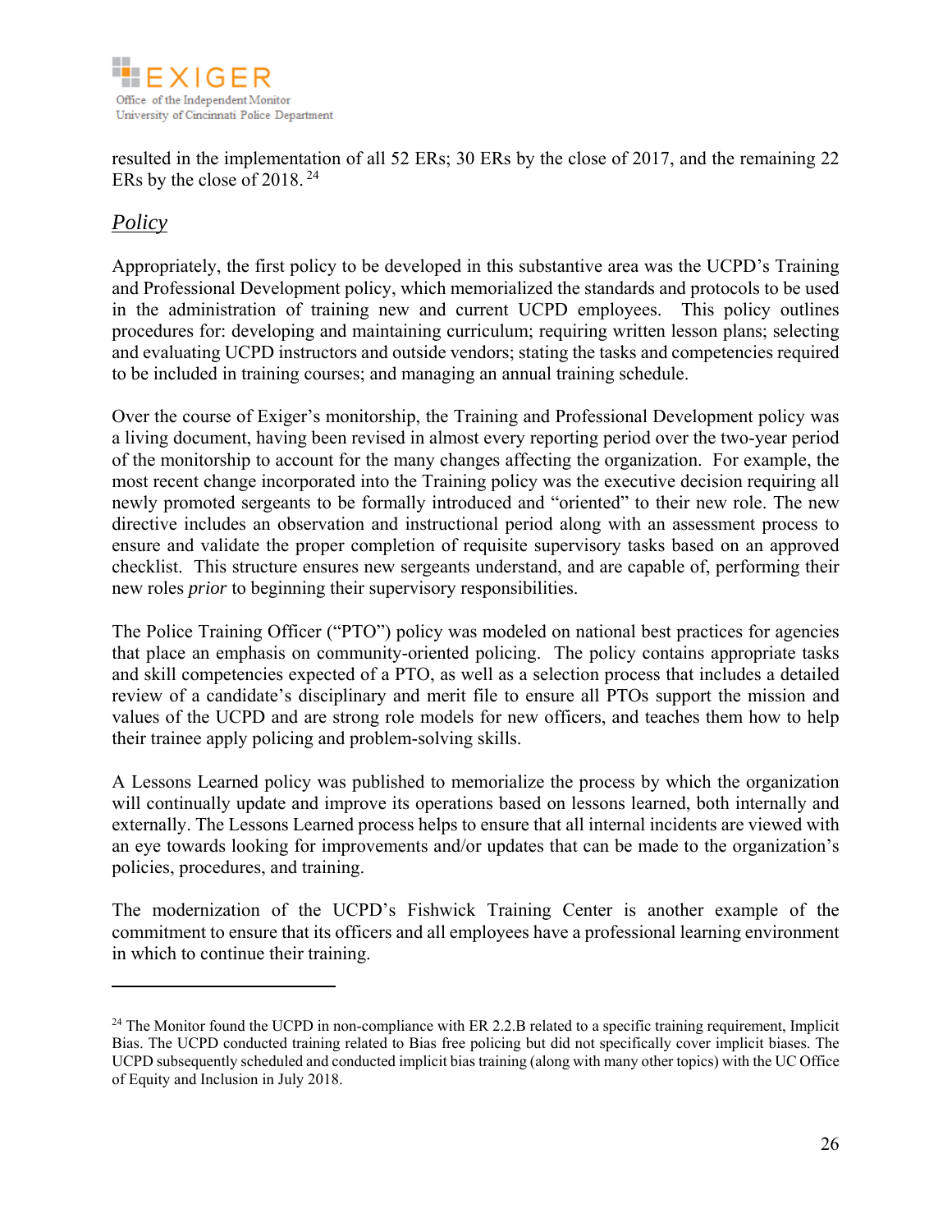resulted in the implementation of all 52 ERs; 30 ERs by the close of 2017, and the remaining 22 ERs by the close of 2018. [24]

## *Policy*

Appropriately, the first policy to be developed in this substantive area was the UCPD's Training and Professional Development policy, which memorialized the standards and protocols to be used in the administration of training new and current UCPD employees. This policy outlines procedures for: developing and maintaining curriculum; requiring written lesson plans; selecting and evaluating UCPD instructors and outside vendors; stating the tasks and competencies required to be included in training courses; and managing an annual training schedule.

Over the course of Exiger's monitorship, the Training and Professional Development policy was a living document, having been revised in almost every reporting period over the two-year period of the monitorship to account for the many changes affecting the organization. For example, the most recent change incorporated into the Training policy was the executive decision requiring all newly promoted sergeants to be formally introduced and "oriented" to their new role. The new directive includes an observation and instructional period along with an assessment process to ensure and validate the proper completion of requisite supervisory tasks based on an approved checklist. This structure ensures new sergeants understand, and are capable of, performing their new roles *prior* to beginning their supervisory responsibilities.

The Police Training Officer ("PTO") policy was modeled on national best practices for agencies that place an emphasis on community-oriented policing. The policy contains appropriate tasks and skill competencies expected of a PTO, as well as a selection process that includes a detailed review of a candidate's disciplinary and merit file to ensure all PTOs support the mission and values of the UCPD and are strong role models for new officers, and teaches them how to help their trainee apply policing and problem-solving skills.

A Lessons Learned policy was published to memorialize the process by which the organization will continually update and improve its operations based on lessons learned, both internally and externally. The Lessons Learned process helps to ensure that all internal incidents are viewed with an eye towards looking for improvements and/or updates that can be made to the organization's policies, procedures, and training.

The modernization of the UCPD's Fishwick Training Center is another example of the commitment to ensure that its officers and all employees have a professional learning environment in which to continue their training.

---

[24] The Monitor found the UCPD in non-compliance with ER 2.2.B related to a specific training requirement, Implicit Bias. The UCPD conducted training related to Bias free policing but did not specifically cover implicit biases. The UCPD subsequently scheduled and conducted implicit bias training (along with many other topics) with the UC Office of Equity and Inclusion in July 2018.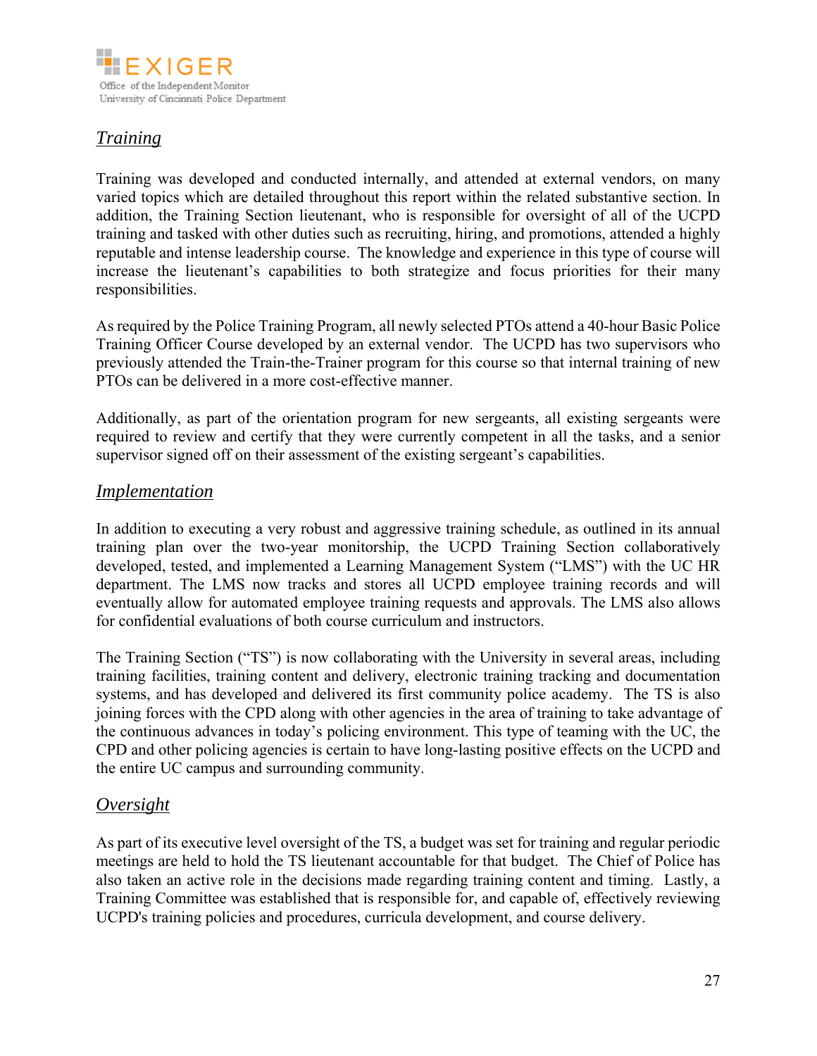## *Training*

Training was developed and conducted internally, and attended at external vendors, on many varied topics which are detailed throughout this report within the related substantive section. In addition, the Training Section lieutenant, who is responsible for oversight of all of the UCPD training and tasked with other duties such as recruiting, hiring, and promotions, attended a highly reputable and intense leadership course. The knowledge and experience in this type of course will increase the lieutenant's capabilities to both strategize and focus priorities for their many responsibilities.

As required by the Police Training Program, all newly selected PTOs attend a 40-hour Basic Police Training Officer Course developed by an external vendor. The UCPD has two supervisors who previously attended the Train-the-Trainer program for this course so that internal training of new PTOs can be delivered in a more cost-effective manner.

Additionally, as part of the orientation program for new sergeants, all existing sergeants were required to review and certify that they were currently competent in all the tasks, and a senior supervisor signed off on their assessment of the existing sergeant's capabilities.

## *Implementation*

In addition to executing a very robust and aggressive training schedule, as outlined in its annual training plan over the two-year monitorship, the UCPD Training Section collaboratively developed, tested, and implemented a Learning Management System ("LMS") with the UC HR department. The LMS now tracks and stores all UCPD employee training records and will eventually allow for automated employee training requests and approvals. The LMS also allows for confidential evaluations of both course curriculum and instructors.

The Training Section ("TS") is now collaborating with the University in several areas, including training facilities, training content and delivery, electronic training tracking and documentation systems, and has developed and delivered its first community police academy. The TS is also joining forces with the CPD along with other agencies in the area of training to take advantage of the continuous advances in today's policing environment. This type of teaming with the UC, the CPD and other policing agencies is certain to have long-lasting positive effects on the UCPD and the entire UC campus and surrounding community.

## *Oversight*

As part of its executive level oversight of the TS, a budget was set for training and regular periodic meetings are held to hold the TS lieutenant accountable for that budget. The Chief of Police has also taken an active role in the decisions made regarding training content and timing. Lastly, a Training Committee was established that is responsible for, and capable of, effectively reviewing UCPD's training policies and procedures, curricula development, and course delivery.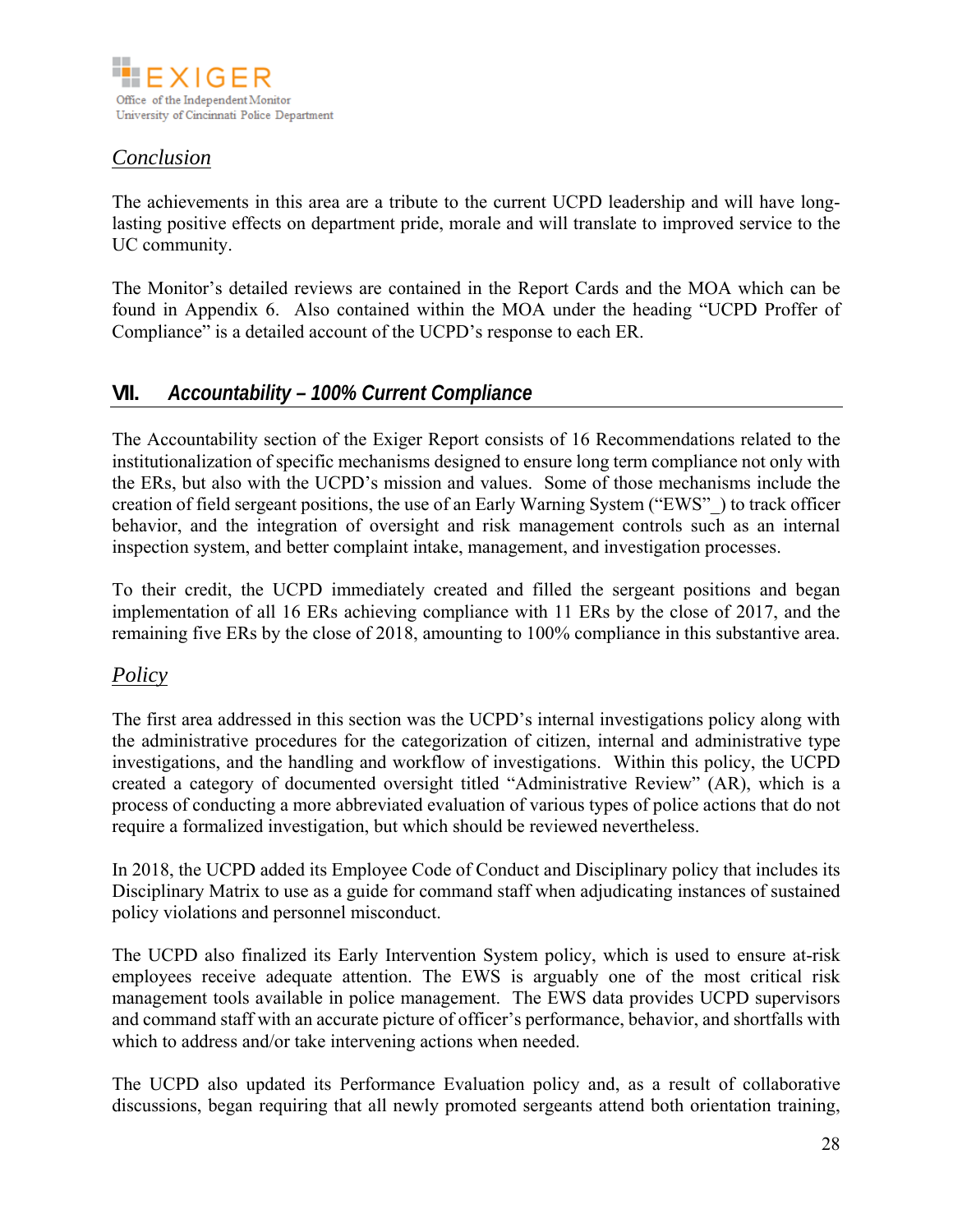## *Conclusion*

The achievements in this area are a tribute to the current UCPD leadership and will have long-lasting positive effects on department pride, morale and will translate to improved service to the UC community.

The Monitor's detailed reviews are contained in the Report Cards and the MOA which can be found in Appendix 6. Also contained within the MOA under the heading "UCPD Proffer of Compliance" is a detailed account of the UCPD's response to each ER.

## VII. *Accountability – 100% Current Compliance*

The Accountability section of the Exiger Report consists of 16 Recommendations related to the institutionalization of specific mechanisms designed to ensure long term compliance not only with the ERs, but also with the UCPD's mission and values. Some of those mechanisms include the creation of field sergeant positions, the use of an Early Warning System ("EWS"_) to track officer behavior, and the integration of oversight and risk management controls such as an internal inspection system, and better complaint intake, management, and investigation processes.

To their credit, the UCPD immediately created and filled the sergeant positions and began implementation of all 16 ERs achieving compliance with 11 ERs by the close of 2017, and the remaining five ERs by the close of 2018, amounting to 100% compliance in this substantive area.

### *Policy*

The first area addressed in this section was the UCPD's internal investigations policy along with the administrative procedures for the categorization of citizen, internal and administrative type investigations, and the handling and workflow of investigations. Within this policy, the UCPD created a category of documented oversight titled "Administrative Review" (AR), which is a process of conducting a more abbreviated evaluation of various types of police actions that do not require a formalized investigation, but which should be reviewed nevertheless.

In 2018, the UCPD added its Employee Code of Conduct and Disciplinary policy that includes its Disciplinary Matrix to use as a guide for command staff when adjudicating instances of sustained policy violations and personnel misconduct.

The UCPD also finalized its Early Intervention System policy, which is used to ensure at-risk employees receive adequate attention. The EWS is arguably one of the most critical risk management tools available in police management. The EWS data provides UCPD supervisors and command staff with an accurate picture of officer's performance, behavior, and shortfalls with which to address and/or take intervening actions when needed.

The UCPD also updated its Performance Evaluation policy and, as a result of collaborative discussions, began requiring that all newly promoted sergeants attend both orientation training,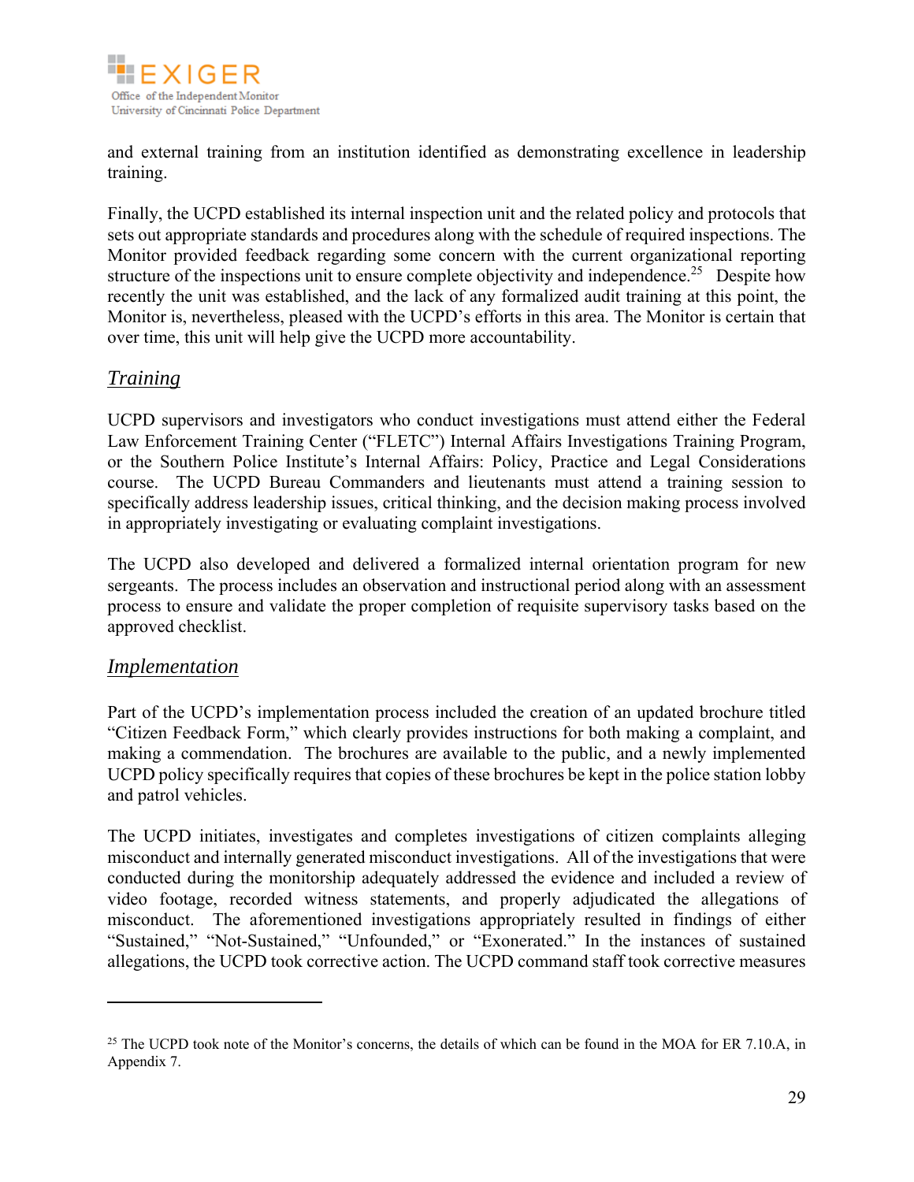and external training from an institution identified as demonstrating excellence in leadership training.

Finally, the UCPD established its internal inspection unit and the related policy and protocols that sets out appropriate standards and procedures along with the schedule of required inspections. The Monitor provided feedback regarding some concern with the current organizational reporting structure of the inspections unit to ensure complete objectivity and independence.[25] Despite how recently the unit was established, and the lack of any formalized audit training at this point, the Monitor is, nevertheless, pleased with the UCPD's efforts in this area. The Monitor is certain that over time, this unit will help give the UCPD more accountability.

### *Training*

UCPD supervisors and investigators who conduct investigations must attend either the Federal Law Enforcement Training Center ("FLETC") Internal Affairs Investigations Training Program, or the Southern Police Institute's Internal Affairs: Policy, Practice and Legal Considerations course. The UCPD Bureau Commanders and lieutenants must attend a training session to specifically address leadership issues, critical thinking, and the decision making process involved in appropriately investigating or evaluating complaint investigations.

The UCPD also developed and delivered a formalized internal orientation program for new sergeants. The process includes an observation and instructional period along with an assessment process to ensure and validate the proper completion of requisite supervisory tasks based on the approved checklist.

### *Implementation*

Part of the UCPD's implementation process included the creation of an updated brochure titled "Citizen Feedback Form," which clearly provides instructions for both making a complaint, and making a commendation. The brochures are available to the public, and a newly implemented UCPD policy specifically requires that copies of these brochures be kept in the police station lobby and patrol vehicles.

The UCPD initiates, investigates and completes investigations of citizen complaints alleging misconduct and internally generated misconduct investigations. All of the investigations that were conducted during the monitorship adequately addressed the evidence and included a review of video footage, recorded witness statements, and properly adjudicated the allegations of misconduct. The aforementioned investigations appropriately resulted in findings of either "Sustained," "Not-Sustained," "Unfounded," or "Exonerated." In the instances of sustained allegations, the UCPD took corrective action. The UCPD command staff took corrective measures

---

[25] The UCPD took note of the Monitor's concerns, the details of which can be found in the MOA for ER 7.10.A, in Appendix 7.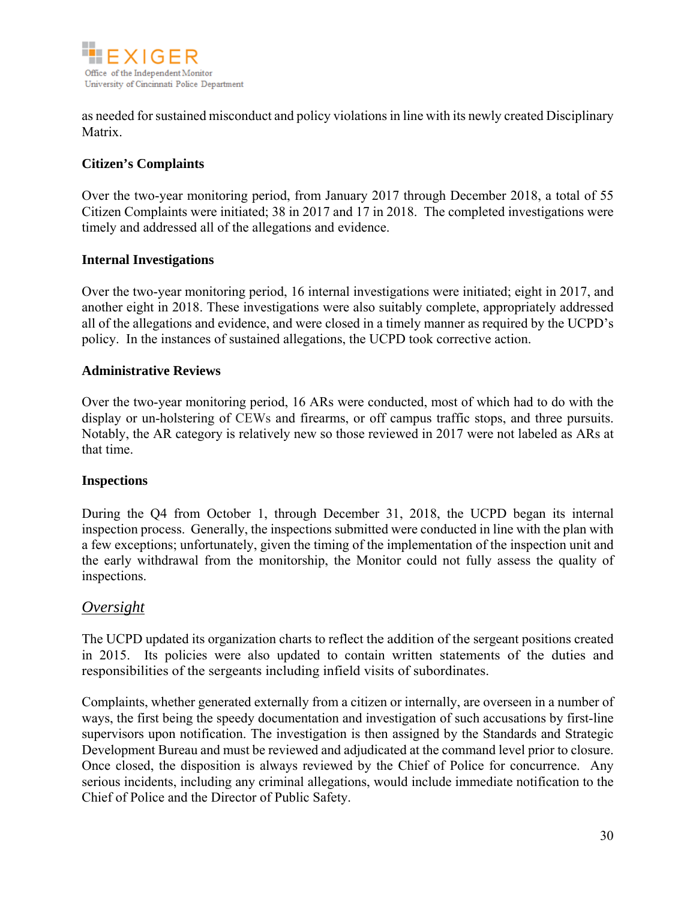as needed for sustained misconduct and policy violations in line with its newly created Disciplinary Matrix.

**Citizen's Complaints**

Over the two-year monitoring period, from January 2017 through December 2018, a total of 55 Citizen Complaints were initiated; 38 in 2017 and 17 in 2018. The completed investigations were timely and addressed all of the allegations and evidence.

**Internal Investigations**

Over the two-year monitoring period, 16 internal investigations were initiated; eight in 2017, and another eight in 2018. These investigations were also suitably complete, appropriately addressed all of the allegations and evidence, and were closed in a timely manner as required by the UCPD's policy. In the instances of sustained allegations, the UCPD took corrective action.

**Administrative Reviews**

Over the two-year monitoring period, 16 ARs were conducted, most of which had to do with the display or un-holstering of CEWs and firearms, or off campus traffic stops, and three pursuits. Notably, the AR category is relatively new so those reviewed in 2017 were not labeled as ARs at that time.

**Inspections**

During the Q4 from October 1, through December 31, 2018, the UCPD began its internal inspection process. Generally, the inspections submitted were conducted in line with the plan with a few exceptions; unfortunately, given the timing of the implementation of the inspection unit and the early withdrawal from the monitorship, the Monitor could not fully assess the quality of inspections.

## *Oversight*

The UCPD updated its organization charts to reflect the addition of the sergeant positions created in 2015. Its policies were also updated to contain written statements of the duties and responsibilities of the sergeants including infield visits of subordinates.

Complaints, whether generated externally from a citizen or internally, are overseen in a number of ways, the first being the speedy documentation and investigation of such accusations by first-line supervisors upon notification. The investigation is then assigned by the Standards and Strategic Development Bureau and must be reviewed and adjudicated at the command level prior to closure. Once closed, the disposition is always reviewed by the Chief of Police for concurrence. Any serious incidents, including any criminal allegations, would include immediate notification to the Chief of Police and the Director of Public Safety.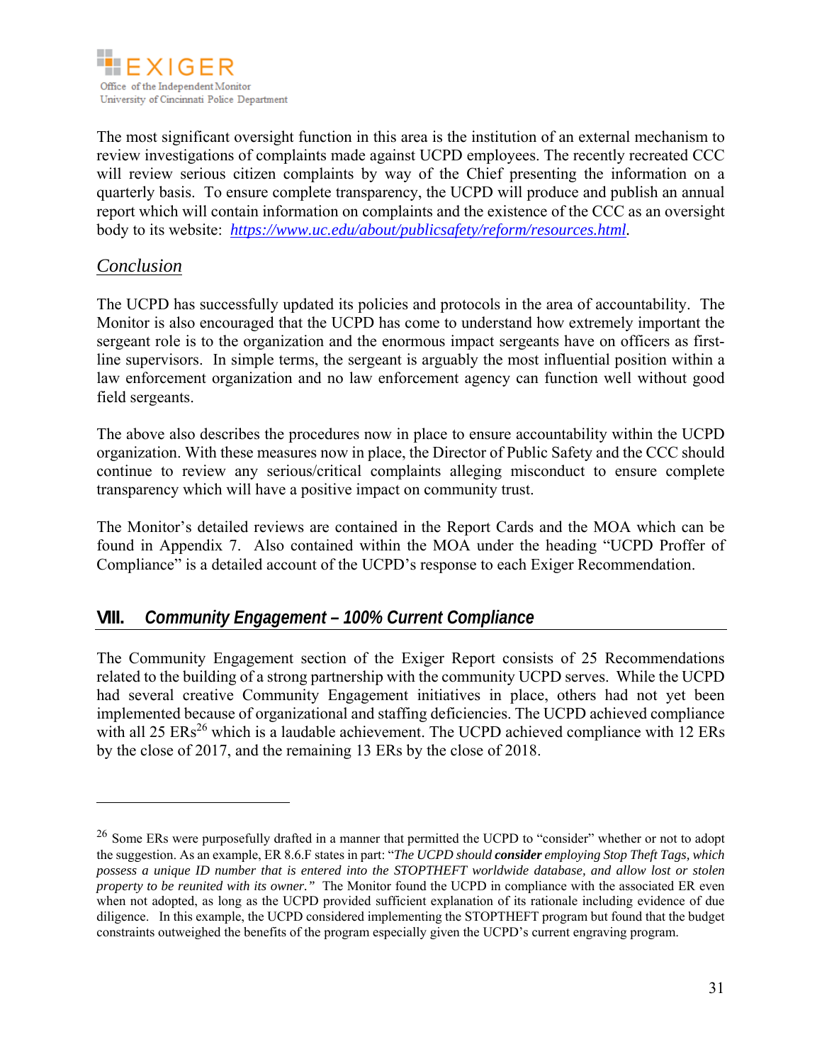The most significant oversight function in this area is the institution of an external mechanism to review investigations of complaints made against UCPD employees. The recently recreated CCC will review serious citizen complaints by way of the Chief presenting the information on a quarterly basis. To ensure complete transparency, the UCPD will produce and publish an annual report which will contain information on complaints and the existence of the CCC as an oversight body to its website: *https://www.uc.edu/about/publicsafety/reform/resources.html*.

### *Conclusion*

The UCPD has successfully updated its policies and protocols in the area of accountability. The Monitor is also encouraged that the UCPD has come to understand how extremely important the sergeant role is to the organization and the enormous impact sergeants have on officers as first-line supervisors. In simple terms, the sergeant is arguably the most influential position within a law enforcement organization and no law enforcement agency can function well without good field sergeants.

The above also describes the procedures now in place to ensure accountability within the UCPD organization. With these measures now in place, the Director of Public Safety and the CCC should continue to review any serious/critical complaints alleging misconduct to ensure complete transparency which will have a positive impact on community trust.

The Monitor's detailed reviews are contained in the Report Cards and the MOA which can be found in Appendix 7. Also contained within the MOA under the heading "UCPD Proffer of Compliance" is a detailed account of the UCPD's response to each Exiger Recommendation.

## VIII. *Community Engagement – 100% Current Compliance*

The Community Engagement section of the Exiger Report consists of 25 Recommendations related to the building of a strong partnership with the community UCPD serves. While the UCPD had several creative Community Engagement initiatives in place, others had not yet been implemented because of organizational and staffing deficiencies. The UCPD achieved compliance with all 25 ERs[26] which is a laudable achievement. The UCPD achieved compliance with 12 ERs by the close of 2017, and the remaining 13 ERs by the close of 2018.

---

[26] Some ERs were purposefully drafted in a manner that permitted the UCPD to "consider" whether or not to adopt the suggestion. As an example, ER 8.6.F states in part: "*The UCPD should* ***consider*** *employing Stop Theft Tags, which possess a unique ID number that is entered into the STOPTHEFT worldwide database, and allow lost or stolen property to be reunited with its owner."* The Monitor found the UCPD in compliance with the associated ER even when not adopted, as long as the UCPD provided sufficient explanation of its rationale including evidence of due diligence. In this example, the UCPD considered implementing the STOPTHEFT program but found that the budget constraints outweighed the benefits of the program especially given the UCPD's current engraving program.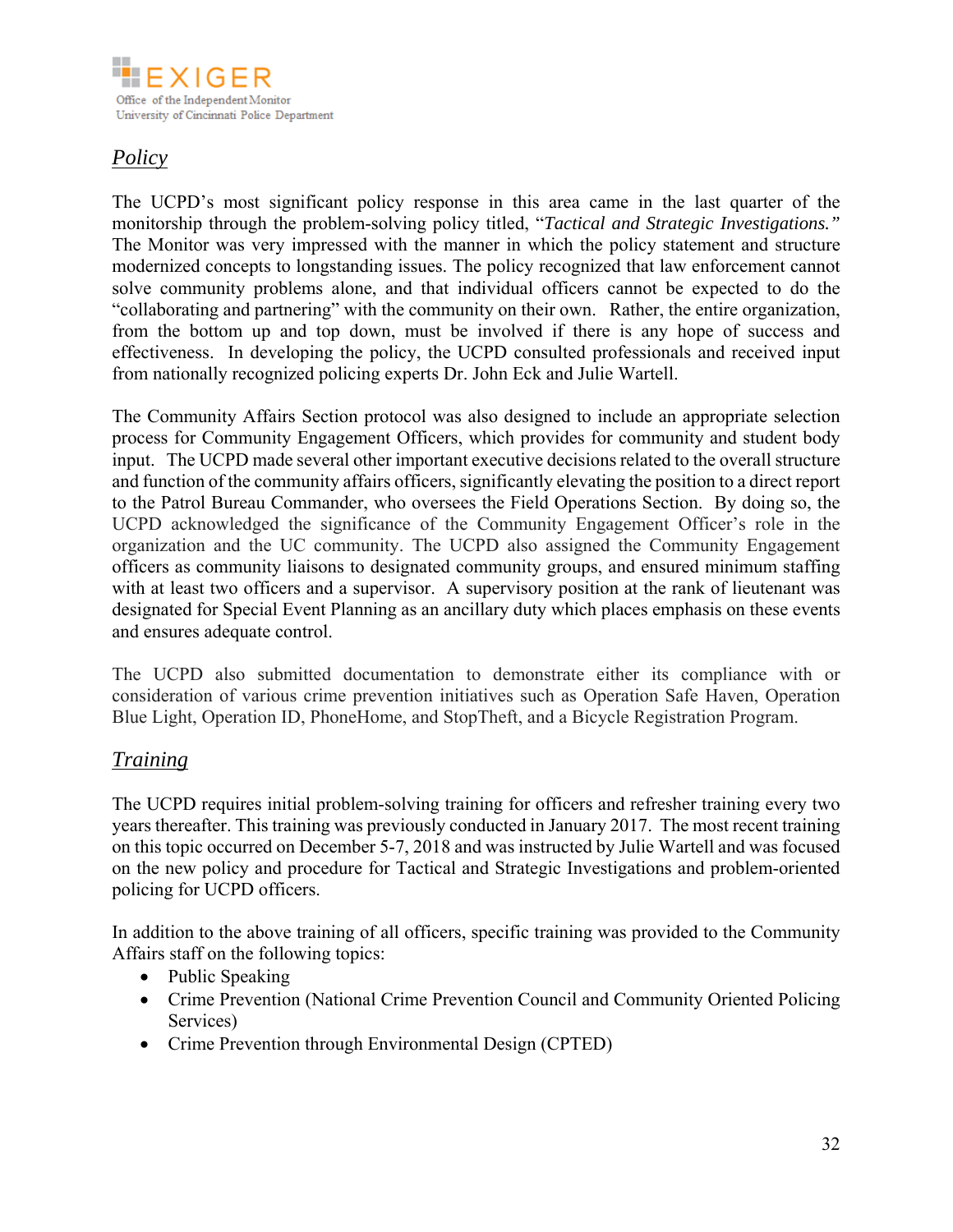## *Policy*

The UCPD's most significant policy response in this area came in the last quarter of the monitorship through the problem-solving policy titled, "*Tactical and Strategic Investigations.*" The Monitor was very impressed with the manner in which the policy statement and structure modernized concepts to longstanding issues. The policy recognized that law enforcement cannot solve community problems alone, and that individual officers cannot be expected to do the "collaborating and partnering" with the community on their own. Rather, the entire organization, from the bottom up and top down, must be involved if there is any hope of success and effectiveness. In developing the policy, the UCPD consulted professionals and received input from nationally recognized policing experts Dr. John Eck and Julie Wartell.

The Community Affairs Section protocol was also designed to include an appropriate selection process for Community Engagement Officers, which provides for community and student body input. The UCPD made several other important executive decisions related to the overall structure and function of the community affairs officers, significantly elevating the position to a direct report to the Patrol Bureau Commander, who oversees the Field Operations Section. By doing so, the UCPD acknowledged the significance of the Community Engagement Officer's role in the organization and the UC community. The UCPD also assigned the Community Engagement officers as community liaisons to designated community groups, and ensured minimum staffing with at least two officers and a supervisor. A supervisory position at the rank of lieutenant was designated for Special Event Planning as an ancillary duty which places emphasis on these events and ensures adequate control.

The UCPD also submitted documentation to demonstrate either its compliance with or consideration of various crime prevention initiatives such as Operation Safe Haven, Operation Blue Light, Operation ID, PhoneHome, and StopTheft, and a Bicycle Registration Program.

## *Training*

The UCPD requires initial problem-solving training for officers and refresher training every two years thereafter. This training was previously conducted in January 2017. The most recent training on this topic occurred on December 5-7, 2018 and was instructed by Julie Wartell and was focused on the new policy and procedure for Tactical and Strategic Investigations and problem-oriented policing for UCPD officers.

In addition to the above training of all officers, specific training was provided to the Community Affairs staff on the following topics:

- Public Speaking
- Crime Prevention (National Crime Prevention Council and Community Oriented Policing Services)
- Crime Prevention through Environmental Design (CPTED)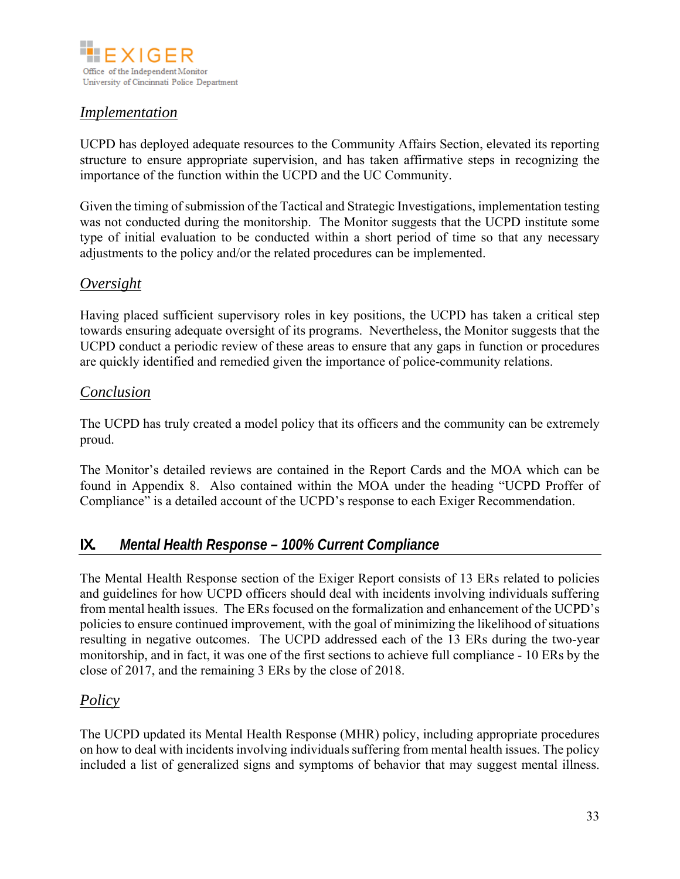### *Implementation*

UCPD has deployed adequate resources to the Community Affairs Section, elevated its reporting structure to ensure appropriate supervision, and has taken affirmative steps in recognizing the importance of the function within the UCPD and the UC Community.

Given the timing of submission of the Tactical and Strategic Investigations, implementation testing was not conducted during the monitorship. The Monitor suggests that the UCPD institute some type of initial evaluation to be conducted within a short period of time so that any necessary adjustments to the policy and/or the related procedures can be implemented.

### *Oversight*

Having placed sufficient supervisory roles in key positions, the UCPD has taken a critical step towards ensuring adequate oversight of its programs. Nevertheless, the Monitor suggests that the UCPD conduct a periodic review of these areas to ensure that any gaps in function or procedures are quickly identified and remedied given the importance of police-community relations.

### *Conclusion*

The UCPD has truly created a model policy that its officers and the community can be extremely proud.

The Monitor's detailed reviews are contained in the Report Cards and the MOA which can be found in Appendix 8. Also contained within the MOA under the heading "UCPD Proffer of Compliance" is a detailed account of the UCPD's response to each Exiger Recommendation.

## IX. *Mental Health Response – 100% Current Compliance*

The Mental Health Response section of the Exiger Report consists of 13 ERs related to policies and guidelines for how UCPD officers should deal with incidents involving individuals suffering from mental health issues. The ERs focused on the formalization and enhancement of the UCPD's policies to ensure continued improvement, with the goal of minimizing the likelihood of situations resulting in negative outcomes. The UCPD addressed each of the 13 ERs during the two-year monitorship, and in fact, it was one of the first sections to achieve full compliance - 10 ERs by the close of 2017, and the remaining 3 ERs by the close of 2018.

### *Policy*

The UCPD updated its Mental Health Response (MHR) policy, including appropriate procedures on how to deal with incidents involving individuals suffering from mental health issues. The policy included a list of generalized signs and symptoms of behavior that may suggest mental illness.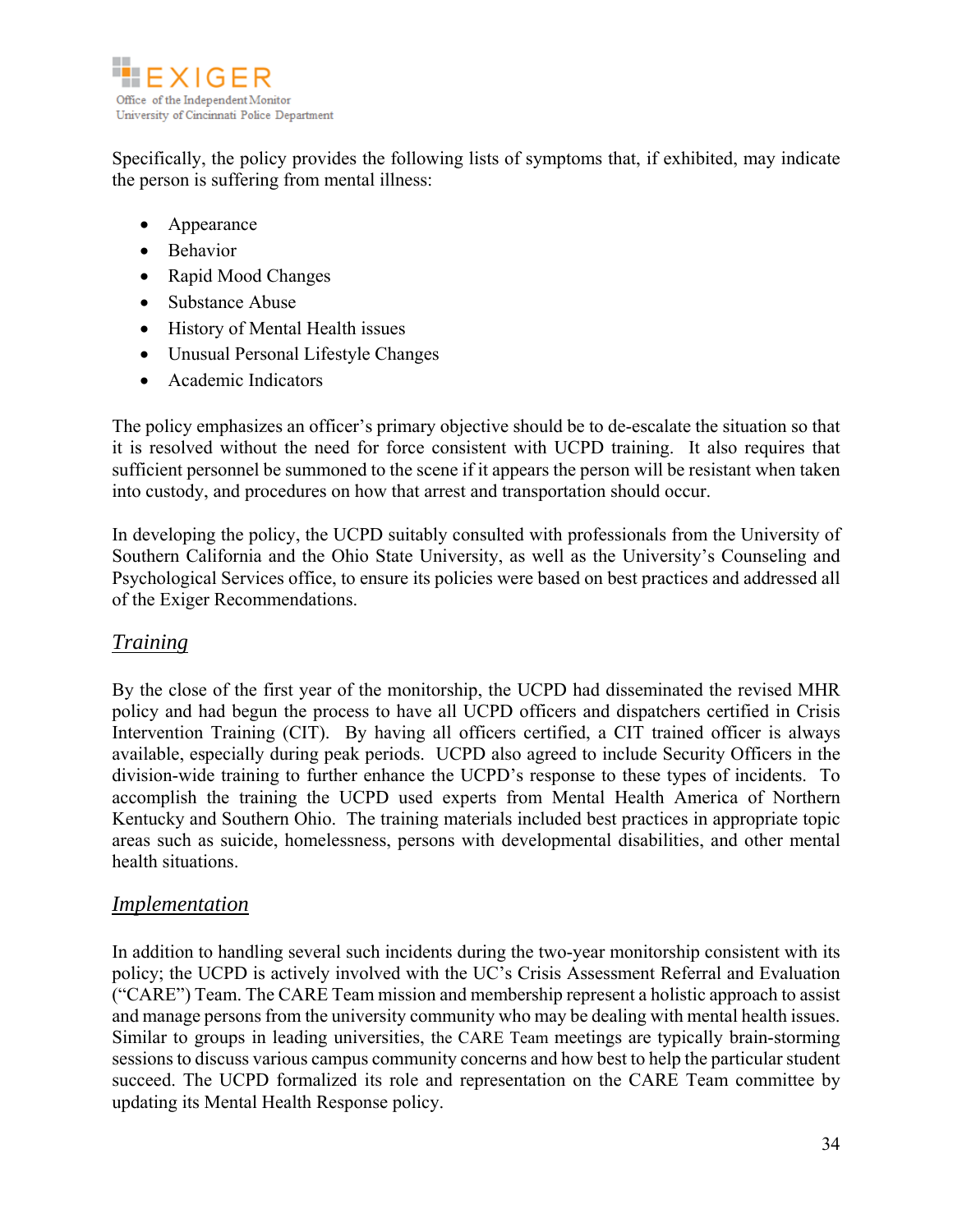Specifically, the policy provides the following lists of symptoms that, if exhibited, may indicate the person is suffering from mental illness:

- Appearance
- Behavior
- Rapid Mood Changes
- Substance Abuse
- History of Mental Health issues
- Unusual Personal Lifestyle Changes
- Academic Indicators

The policy emphasizes an officer's primary objective should be to de-escalate the situation so that it is resolved without the need for force consistent with UCPD training. It also requires that sufficient personnel be summoned to the scene if it appears the person will be resistant when taken into custody, and procedures on how that arrest and transportation should occur.

In developing the policy, the UCPD suitably consulted with professionals from the University of Southern California and the Ohio State University, as well as the University's Counseling and Psychological Services office, to ensure its policies were based on best practices and addressed all of the Exiger Recommendations.

## *Training*

By the close of the first year of the monitorship, the UCPD had disseminated the revised MHR policy and had begun the process to have all UCPD officers and dispatchers certified in Crisis Intervention Training (CIT). By having all officers certified, a CIT trained officer is always available, especially during peak periods. UCPD also agreed to include Security Officers in the division-wide training to further enhance the UCPD's response to these types of incidents. To accomplish the training the UCPD used experts from Mental Health America of Northern Kentucky and Southern Ohio. The training materials included best practices in appropriate topic areas such as suicide, homelessness, persons with developmental disabilities, and other mental health situations.

## *Implementation*

In addition to handling several such incidents during the two-year monitorship consistent with its policy; the UCPD is actively involved with the UC's Crisis Assessment Referral and Evaluation ("CARE") Team. The CARE Team mission and membership represent a holistic approach to assist and manage persons from the university community who may be dealing with mental health issues. Similar to groups in leading universities, the CARE Team meetings are typically brain-storming sessions to discuss various campus community concerns and how best to help the particular student succeed. The UCPD formalized its role and representation on the CARE Team committee by updating its Mental Health Response policy.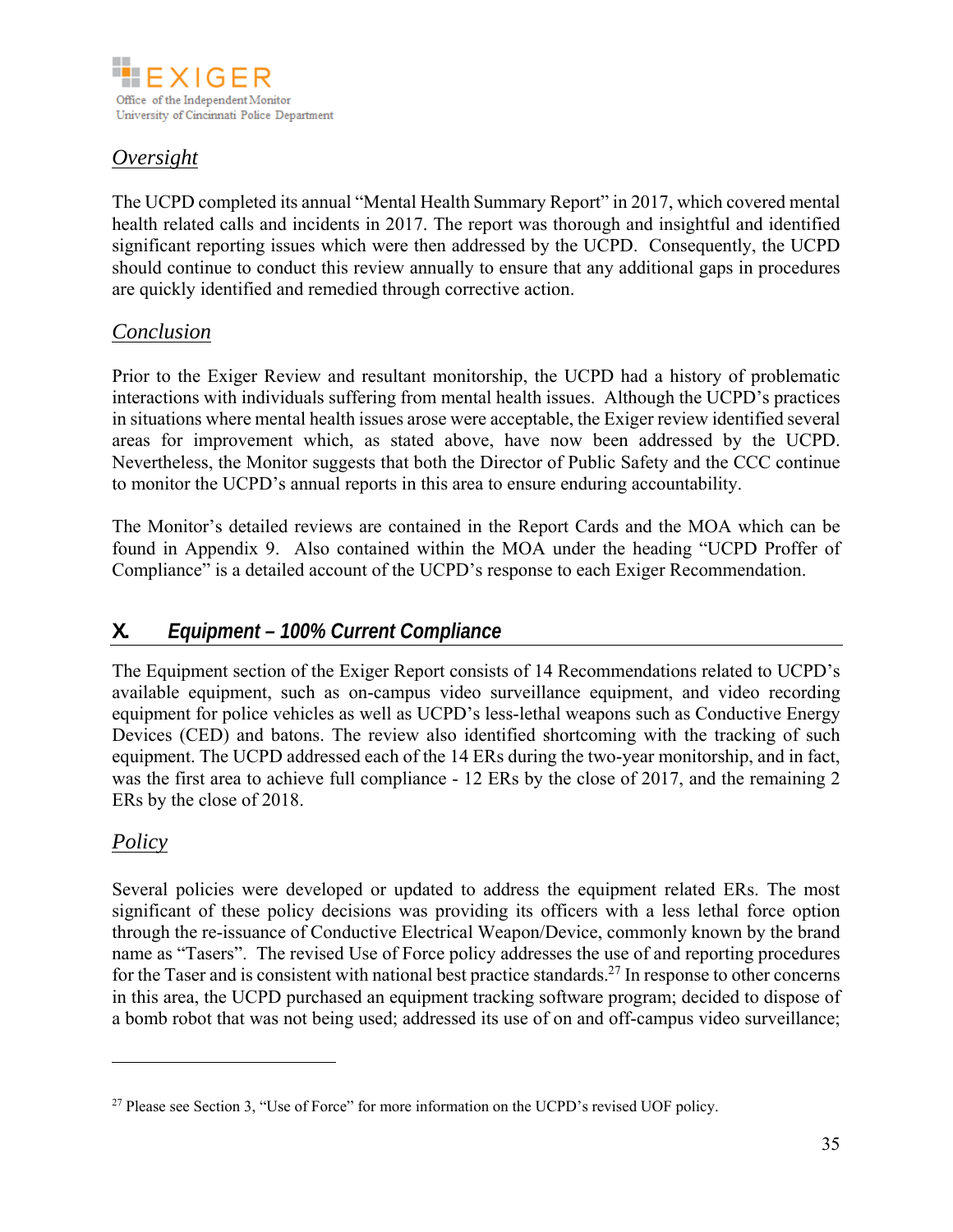## *Oversight*

The UCPD completed its annual "Mental Health Summary Report" in 2017, which covered mental health related calls and incidents in 2017. The report was thorough and insightful and identified significant reporting issues which were then addressed by the UCPD. Consequently, the UCPD should continue to conduct this review annually to ensure that any additional gaps in procedures are quickly identified and remedied through corrective action.

## *Conclusion*

Prior to the Exiger Review and resultant monitorship, the UCPD had a history of problematic interactions with individuals suffering from mental health issues. Although the UCPD's practices in situations where mental health issues arose were acceptable, the Exiger review identified several areas for improvement which, as stated above, have now been addressed by the UCPD. Nevertheless, the Monitor suggests that both the Director of Public Safety and the CCC continue to monitor the UCPD's annual reports in this area to ensure enduring accountability.

The Monitor's detailed reviews are contained in the Report Cards and the MOA which can be found in Appendix 9. Also contained within the MOA under the heading "UCPD Proffer of Compliance" is a detailed account of the UCPD's response to each Exiger Recommendation.

# X. *Equipment – 100% Current Compliance*

The Equipment section of the Exiger Report consists of 14 Recommendations related to UCPD's available equipment, such as on-campus video surveillance equipment, and video recording equipment for police vehicles as well as UCPD's less-lethal weapons such as Conductive Energy Devices (CED) and batons. The review also identified shortcoming with the tracking of such equipment. The UCPD addressed each of the 14 ERs during the two-year monitorship, and in fact, was the first area to achieve full compliance - 12 ERs by the close of 2017, and the remaining 2 ERs by the close of 2018.

## *Policy*

Several policies were developed or updated to address the equipment related ERs. The most significant of these policy decisions was providing its officers with a less lethal force option through the re-issuance of Conductive Electrical Weapon/Device, commonly known by the brand name as "Tasers". The revised Use of Force policy addresses the use of and reporting procedures for the Taser and is consistent with national best practice standards.[27] In response to other concerns in this area, the UCPD purchased an equipment tracking software program; decided to dispose of a bomb robot that was not being used; addressed its use of on and off-campus video surveillance;

---

[27] Please see Section 3, "Use of Force" for more information on the UCPD's revised UOF policy.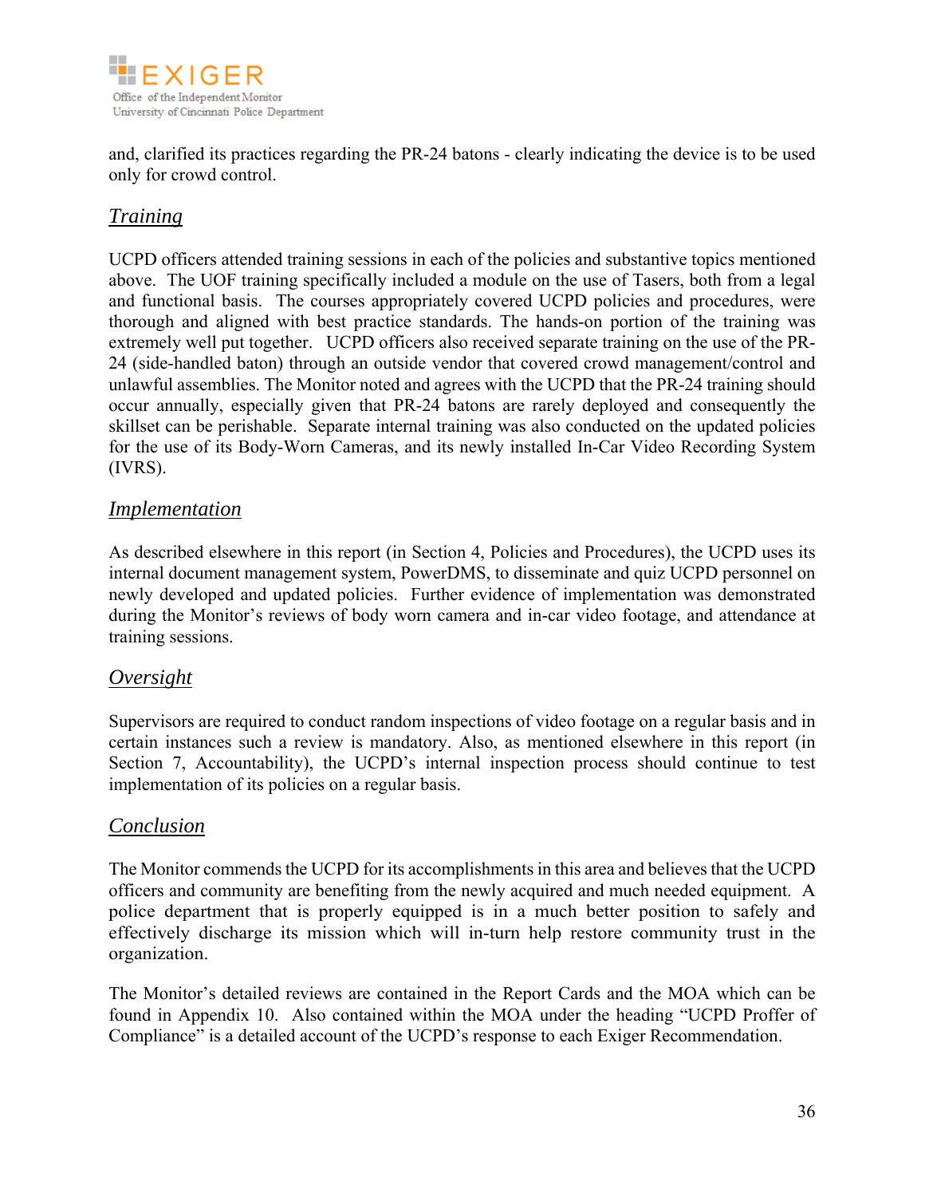and, clarified its practices regarding the PR-24 batons - clearly indicating the device is to be used only for crowd control.

### *Training*

UCPD officers attended training sessions in each of the policies and substantive topics mentioned above. The UOF training specifically included a module on the use of Tasers, both from a legal and functional basis. The courses appropriately covered UCPD policies and procedures, were thorough and aligned with best practice standards. The hands-on portion of the training was extremely well put together. UCPD officers also received separate training on the use of the PR-24 (side-handled baton) through an outside vendor that covered crowd management/control and unlawful assemblies. The Monitor noted and agrees with the UCPD that the PR-24 training should occur annually, especially given that PR-24 batons are rarely deployed and consequently the skillset can be perishable. Separate internal training was also conducted on the updated policies for the use of its Body-Worn Cameras, and its newly installed In-Car Video Recording System (IVRS).

### *Implementation*

As described elsewhere in this report (in Section 4, Policies and Procedures), the UCPD uses its internal document management system, PowerDMS, to disseminate and quiz UCPD personnel on newly developed and updated policies. Further evidence of implementation was demonstrated during the Monitor's reviews of body worn camera and in-car video footage, and attendance at training sessions.

### *Oversight*

Supervisors are required to conduct random inspections of video footage on a regular basis and in certain instances such a review is mandatory. Also, as mentioned elsewhere in this report (in Section 7, Accountability), the UCPD's internal inspection process should continue to test implementation of its policies on a regular basis.

### *Conclusion*

The Monitor commends the UCPD for its accomplishments in this area and believes that the UCPD officers and community are benefiting from the newly acquired and much needed equipment. A police department that is properly equipped is in a much better position to safely and effectively discharge its mission which will in-turn help restore community trust in the organization.

The Monitor's detailed reviews are contained in the Report Cards and the MOA which can be found in Appendix 10. Also contained within the MOA under the heading "UCPD Proffer of Compliance" is a detailed account of the UCPD's response to each Exiger Recommendation.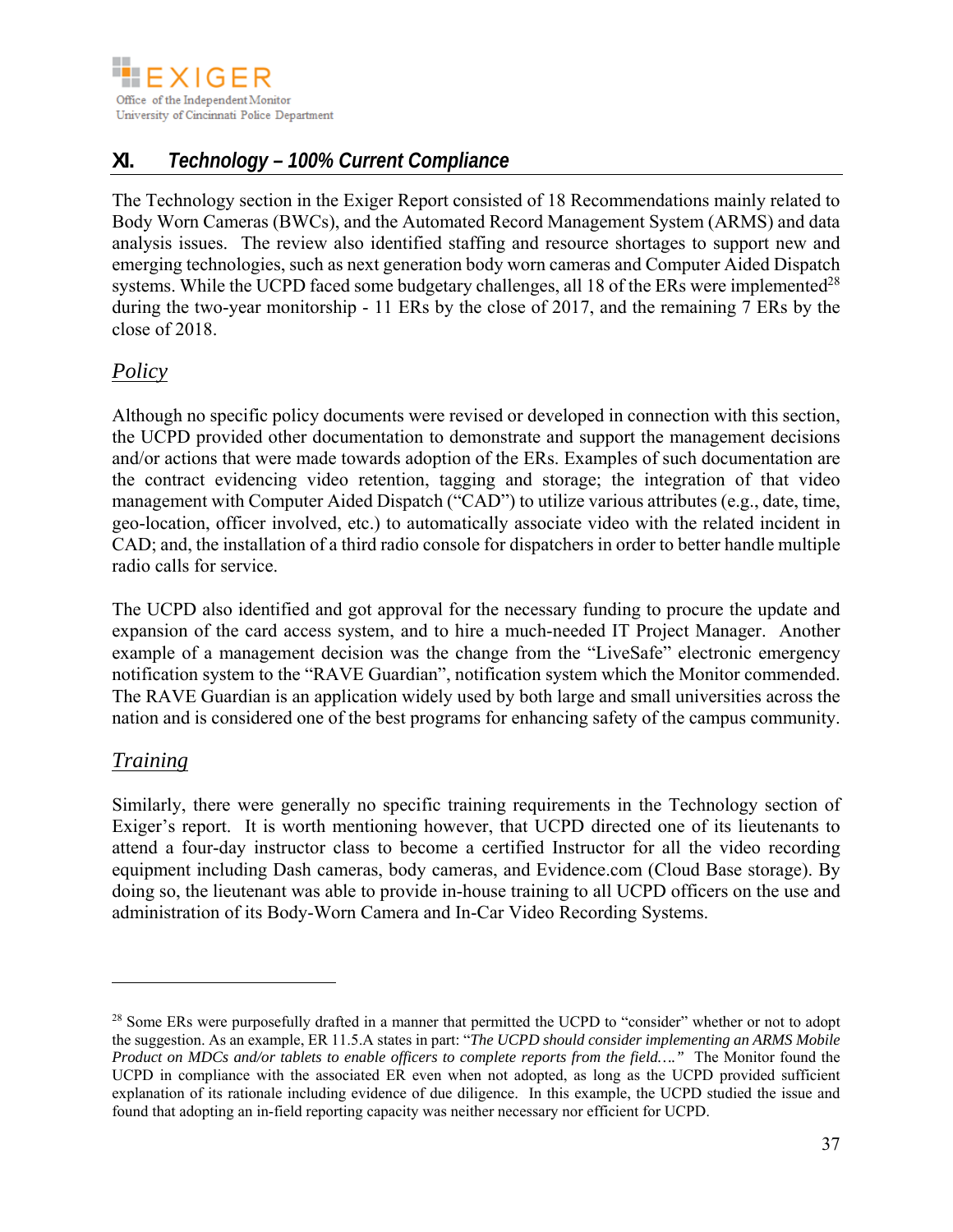## XI. *Technology – 100% Current Compliance*

The Technology section in the Exiger Report consisted of 18 Recommendations mainly related to Body Worn Cameras (BWCs), and the Automated Record Management System (ARMS) and data analysis issues. The review also identified staffing and resource shortages to support new and emerging technologies, such as next generation body worn cameras and Computer Aided Dispatch systems. While the UCPD faced some budgetary challenges, all 18 of the ERs were implemented[28] during the two-year monitorship - 11 ERs by the close of 2017, and the remaining 7 ERs by the close of 2018.

### *Policy*

Although no specific policy documents were revised or developed in connection with this section, the UCPD provided other documentation to demonstrate and support the management decisions and/or actions that were made towards adoption of the ERs. Examples of such documentation are the contract evidencing video retention, tagging and storage; the integration of that video management with Computer Aided Dispatch ("CAD") to utilize various attributes (e.g., date, time, geo-location, officer involved, etc.) to automatically associate video with the related incident in CAD; and, the installation of a third radio console for dispatchers in order to better handle multiple radio calls for service.

The UCPD also identified and got approval for the necessary funding to procure the update and expansion of the card access system, and to hire a much-needed IT Project Manager. Another example of a management decision was the change from the "LiveSafe" electronic emergency notification system to the "RAVE Guardian", notification system which the Monitor commended. The RAVE Guardian is an application widely used by both large and small universities across the nation and is considered one of the best programs for enhancing safety of the campus community.

### *Training*

Similarly, there were generally no specific training requirements in the Technology section of Exiger's report. It is worth mentioning however, that UCPD directed one of its lieutenants to attend a four-day instructor class to become a certified Instructor for all the video recording equipment including Dash cameras, body cameras, and Evidence.com (Cloud Base storage). By doing so, the lieutenant was able to provide in-house training to all UCPD officers on the use and administration of its Body-Worn Camera and In-Car Video Recording Systems.

---

[28] Some ERs were purposefully drafted in a manner that permitted the UCPD to "consider" whether or not to adopt the suggestion. As an example, ER 11.5.A states in part: "*The UCPD should consider implementing an ARMS Mobile Product on MDCs and/or tablets to enable officers to complete reports from the field….*" The Monitor found the UCPD in compliance with the associated ER even when not adopted, as long as the UCPD provided sufficient explanation of its rationale including evidence of due diligence. In this example, the UCPD studied the issue and found that adopting an in-field reporting capacity was neither necessary nor efficient for UCPD.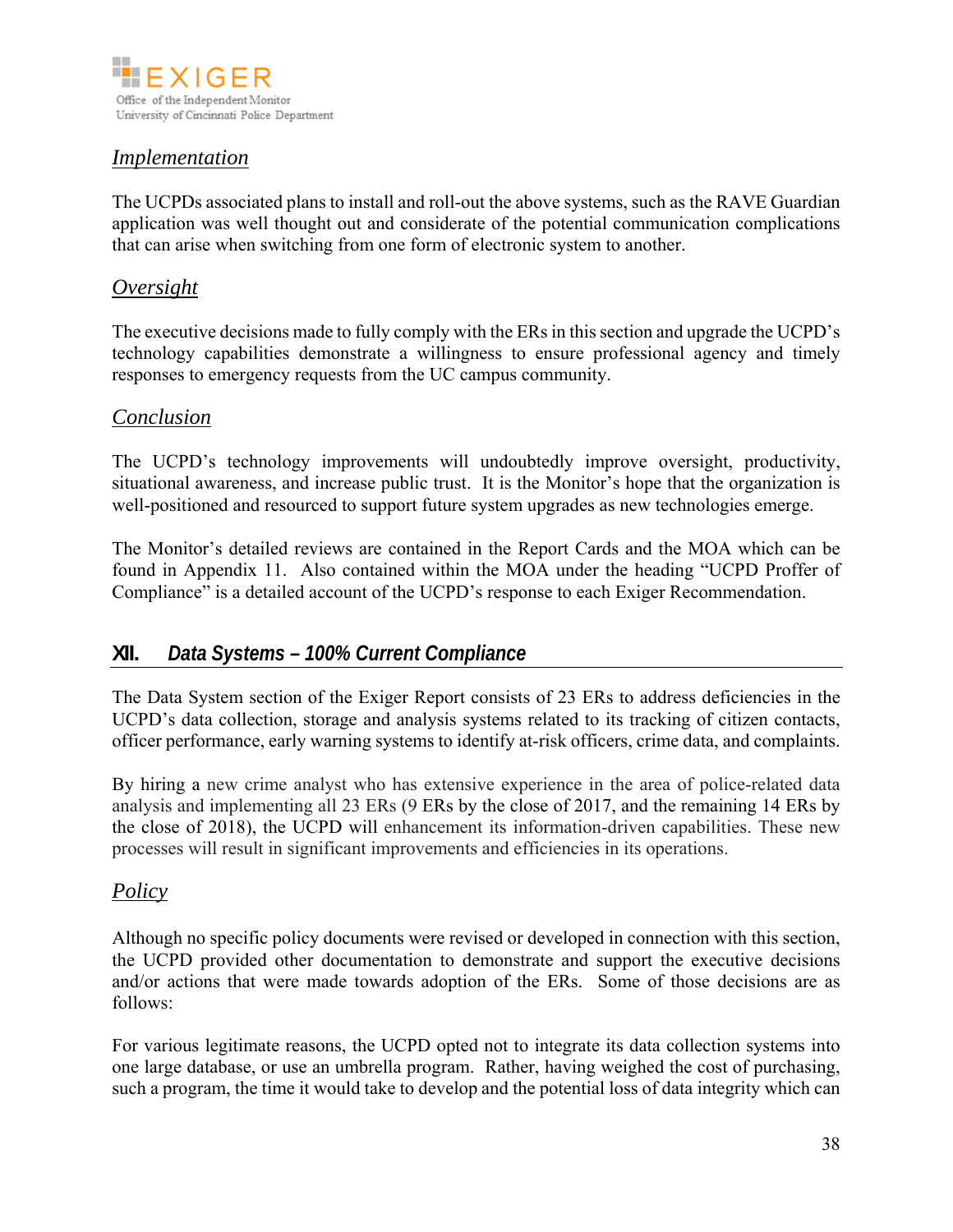### *Implementation*

The UCPDs associated plans to install and roll-out the above systems, such as the RAVE Guardian application was well thought out and considerate of the potential communication complications that can arise when switching from one form of electronic system to another.

### *Oversight*

The executive decisions made to fully comply with the ERs in this section and upgrade the UCPD's technology capabilities demonstrate a willingness to ensure professional agency and timely responses to emergency requests from the UC campus community.

### *Conclusion*

The UCPD's technology improvements will undoubtedly improve oversight, productivity, situational awareness, and increase public trust. It is the Monitor's hope that the organization is well-positioned and resourced to support future system upgrades as new technologies emerge.

The Monitor's detailed reviews are contained in the Report Cards and the MOA which can be found in Appendix 11. Also contained within the MOA under the heading "UCPD Proffer of Compliance" is a detailed account of the UCPD's response to each Exiger Recommendation.

## XII. *Data Systems – 100% Current Compliance*

The Data System section of the Exiger Report consists of 23 ERs to address deficiencies in the UCPD's data collection, storage and analysis systems related to its tracking of citizen contacts, officer performance, early warning systems to identify at-risk officers, crime data, and complaints.

By hiring a new crime analyst who has extensive experience in the area of police-related data analysis and implementing all 23 ERs (9 ERs by the close of 2017, and the remaining 14 ERs by the close of 2018), the UCPD will enhancement its information-driven capabilities. These new processes will result in significant improvements and efficiencies in its operations.

### *Policy*

Although no specific policy documents were revised or developed in connection with this section, the UCPD provided other documentation to demonstrate and support the executive decisions and/or actions that were made towards adoption of the ERs. Some of those decisions are as follows:

For various legitimate reasons, the UCPD opted not to integrate its data collection systems into one large database, or use an umbrella program. Rather, having weighed the cost of purchasing, such a program, the time it would take to develop and the potential loss of data integrity which can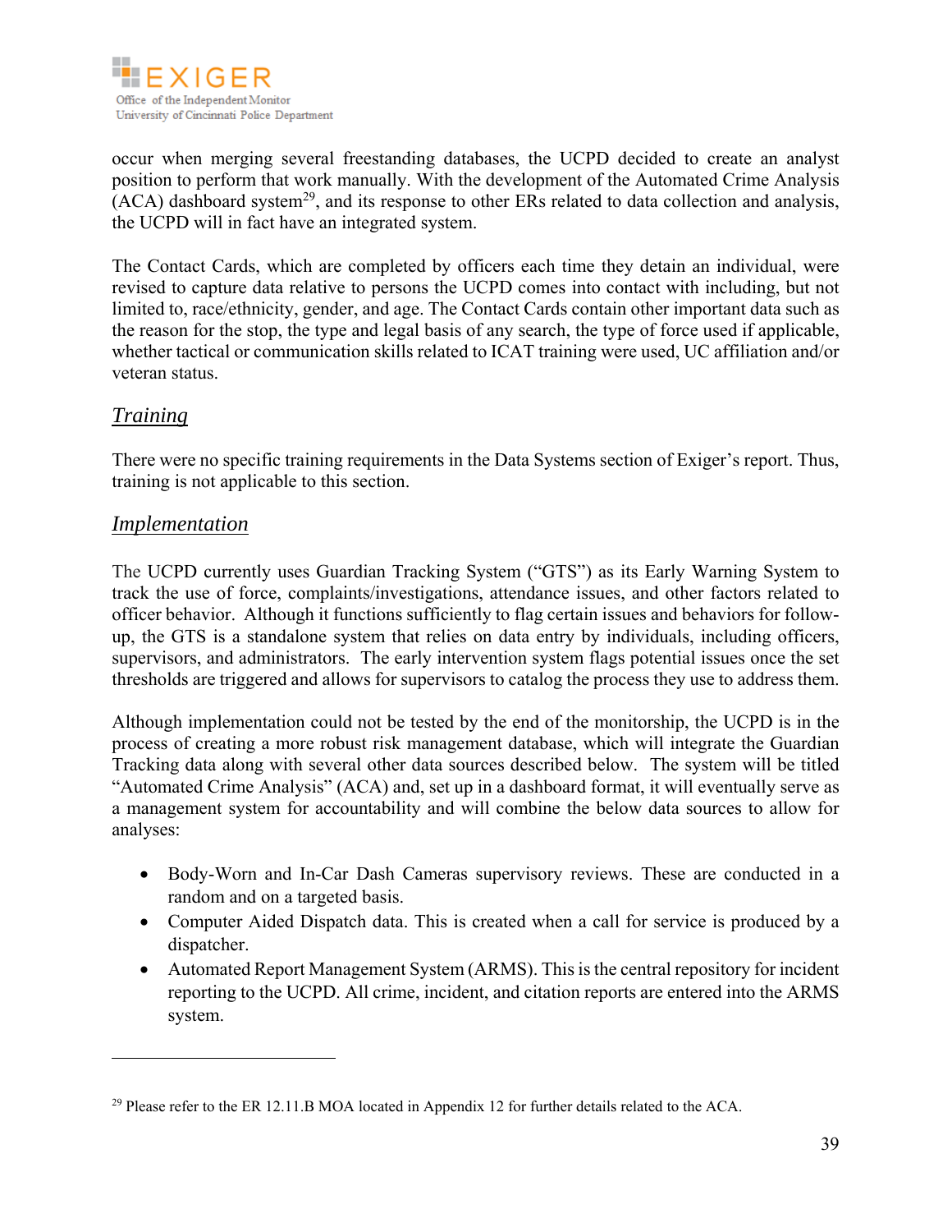occur when merging several freestanding databases, the UCPD decided to create an analyst position to perform that work manually. With the development of the Automated Crime Analysis (ACA) dashboard system[29], and its response to other ERs related to data collection and analysis, the UCPD will in fact have an integrated system.

The Contact Cards, which are completed by officers each time they detain an individual, were revised to capture data relative to persons the UCPD comes into contact with including, but not limited to, race/ethnicity, gender, and age. The Contact Cards contain other important data such as the reason for the stop, the type and legal basis of any search, the type of force used if applicable, whether tactical or communication skills related to ICAT training were used, UC affiliation and/or veteran status.

## *Training*

There were no specific training requirements in the Data Systems section of Exiger's report. Thus, training is not applicable to this section.

## *Implementation*

The UCPD currently uses Guardian Tracking System ("GTS") as its Early Warning System to track the use of force, complaints/investigations, attendance issues, and other factors related to officer behavior. Although it functions sufficiently to flag certain issues and behaviors for follow-up, the GTS is a standalone system that relies on data entry by individuals, including officers, supervisors, and administrators. The early intervention system flags potential issues once the set thresholds are triggered and allows for supervisors to catalog the process they use to address them.

Although implementation could not be tested by the end of the monitorship, the UCPD is in the process of creating a more robust risk management database, which will integrate the Guardian Tracking data along with several other data sources described below. The system will be titled "Automated Crime Analysis" (ACA) and, set up in a dashboard format, it will eventually serve as a management system for accountability and will combine the below data sources to allow for analyses:

- Body-Worn and In-Car Dash Cameras supervisory reviews. These are conducted in a random and on a targeted basis.
- Computer Aided Dispatch data. This is created when a call for service is produced by a dispatcher.
- Automated Report Management System (ARMS). This is the central repository for incident reporting to the UCPD. All crime, incident, and citation reports are entered into the ARMS system.

---

[29] Please refer to the ER 12.11.B MOA located in Appendix 12 for further details related to the ACA.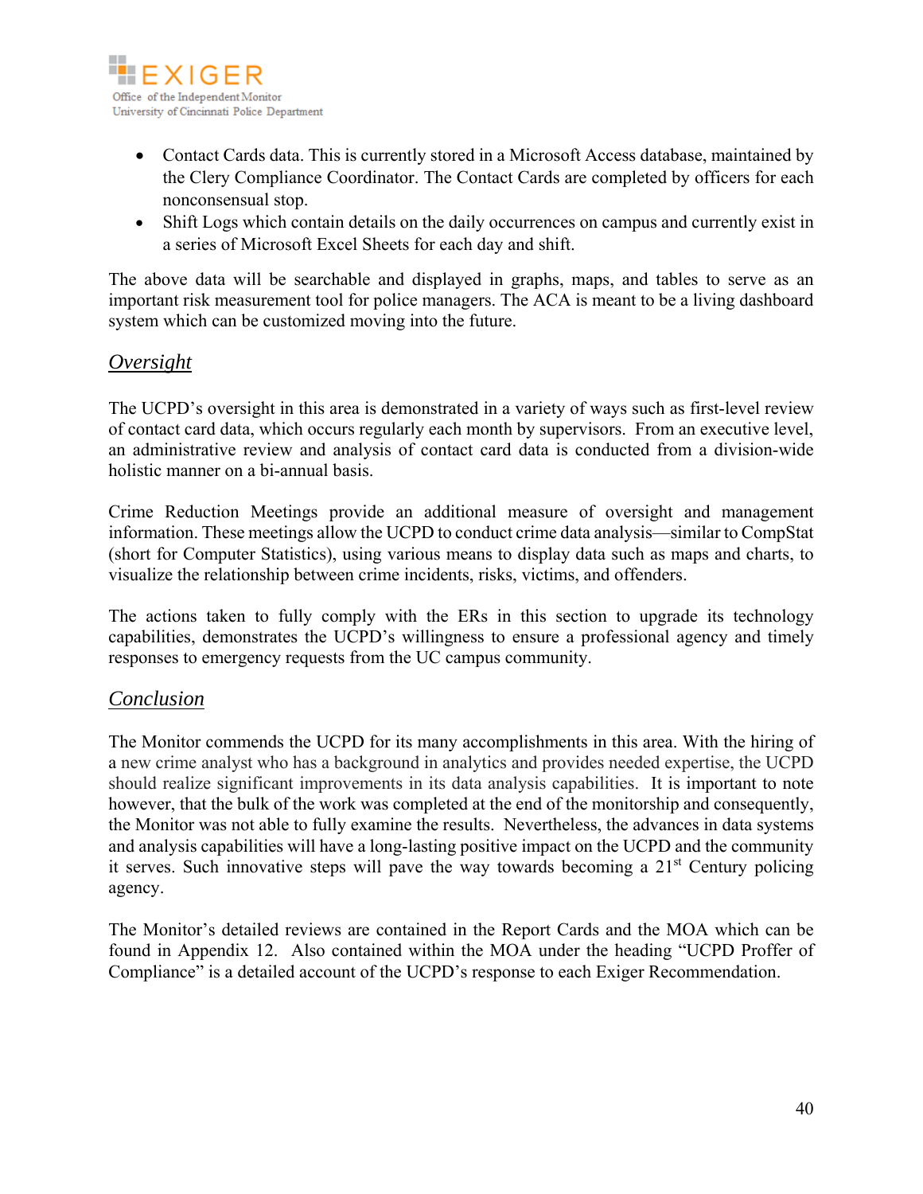- Contact Cards data. This is currently stored in a Microsoft Access database, maintained by the Clery Compliance Coordinator. The Contact Cards are completed by officers for each nonconsensual stop.
- Shift Logs which contain details on the daily occurrences on campus and currently exist in a series of Microsoft Excel Sheets for each day and shift.

The above data will be searchable and displayed in graphs, maps, and tables to serve as an important risk measurement tool for police managers. The ACA is meant to be a living dashboard system which can be customized moving into the future.

### *Oversight*

The UCPD's oversight in this area is demonstrated in a variety of ways such as first-level review of contact card data, which occurs regularly each month by supervisors. From an executive level, an administrative review and analysis of contact card data is conducted from a division-wide holistic manner on a bi-annual basis.

Crime Reduction Meetings provide an additional measure of oversight and management information. These meetings allow the UCPD to conduct crime data analysis—similar to CompStat (short for Computer Statistics), using various means to display data such as maps and charts, to visualize the relationship between crime incidents, risks, victims, and offenders.

The actions taken to fully comply with the ERs in this section to upgrade its technology capabilities, demonstrates the UCPD's willingness to ensure a professional agency and timely responses to emergency requests from the UC campus community.

### *Conclusion*

The Monitor commends the UCPD for its many accomplishments in this area. With the hiring of a new crime analyst who has a background in analytics and provides needed expertise, the UCPD should realize significant improvements in its data analysis capabilities. It is important to note however, that the bulk of the work was completed at the end of the monitorship and consequently, the Monitor was not able to fully examine the results. Nevertheless, the advances in data systems and analysis capabilities will have a long-lasting positive impact on the UCPD and the community it serves. Such innovative steps will pave the way towards becoming a 21st Century policing agency.

The Monitor's detailed reviews are contained in the Report Cards and the MOA which can be found in Appendix 12. Also contained within the MOA under the heading "UCPD Proffer of Compliance" is a detailed account of the UCPD's response to each Exiger Recommendation.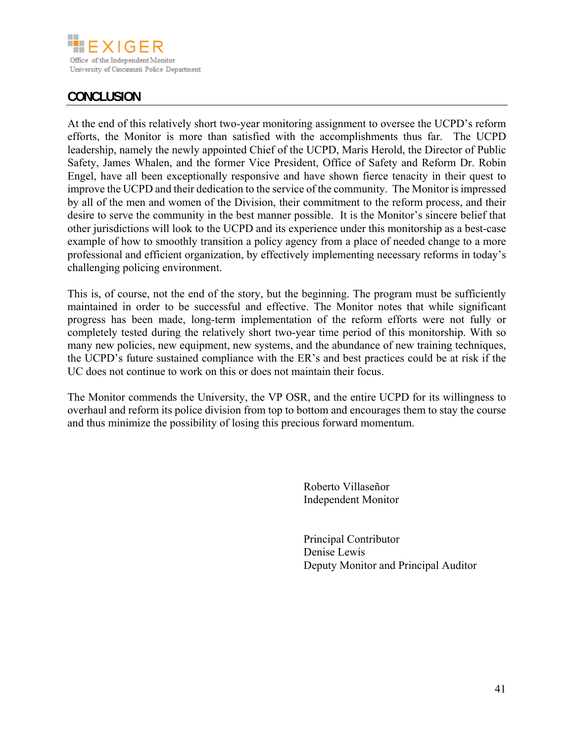## CONCLUSION

At the end of this relatively short two-year monitoring assignment to oversee the UCPD's reform efforts, the Monitor is more than satisfied with the accomplishments thus far. The UCPD leadership, namely the newly appointed Chief of the UCPD, Maris Herold, the Director of Public Safety, James Whalen, and the former Vice President, Office of Safety and Reform Dr. Robin Engel, have all been exceptionally responsive and have shown fierce tenacity in their quest to improve the UCPD and their dedication to the service of the community. The Monitor is impressed by all of the men and women of the Division, their commitment to the reform process, and their desire to serve the community in the best manner possible. It is the Monitor's sincere belief that other jurisdictions will look to the UCPD and its experience under this monitorship as a best-case example of how to smoothly transition a policy agency from a place of needed change to a more professional and efficient organization, by effectively implementing necessary reforms in today's challenging policing environment.

This is, of course, not the end of the story, but the beginning. The program must be sufficiently maintained in order to be successful and effective. The Monitor notes that while significant progress has been made, long-term implementation of the reform efforts were not fully or completely tested during the relatively short two-year time period of this monitorship. With so many new policies, new equipment, new systems, and the abundance of new training techniques, the UCPD's future sustained compliance with the ER's and best practices could be at risk if the UC does not continue to work on this or does not maintain their focus.

The Monitor commends the University, the VP OSR, and the entire UCPD for its willingness to overhaul and reform its police division from top to bottom and encourages them to stay the course and thus minimize the possibility of losing this precious forward momentum.

Roberto Villaseñor
Independent Monitor

Principal Contributor
Denise Lewis
Deputy Monitor and Principal Auditor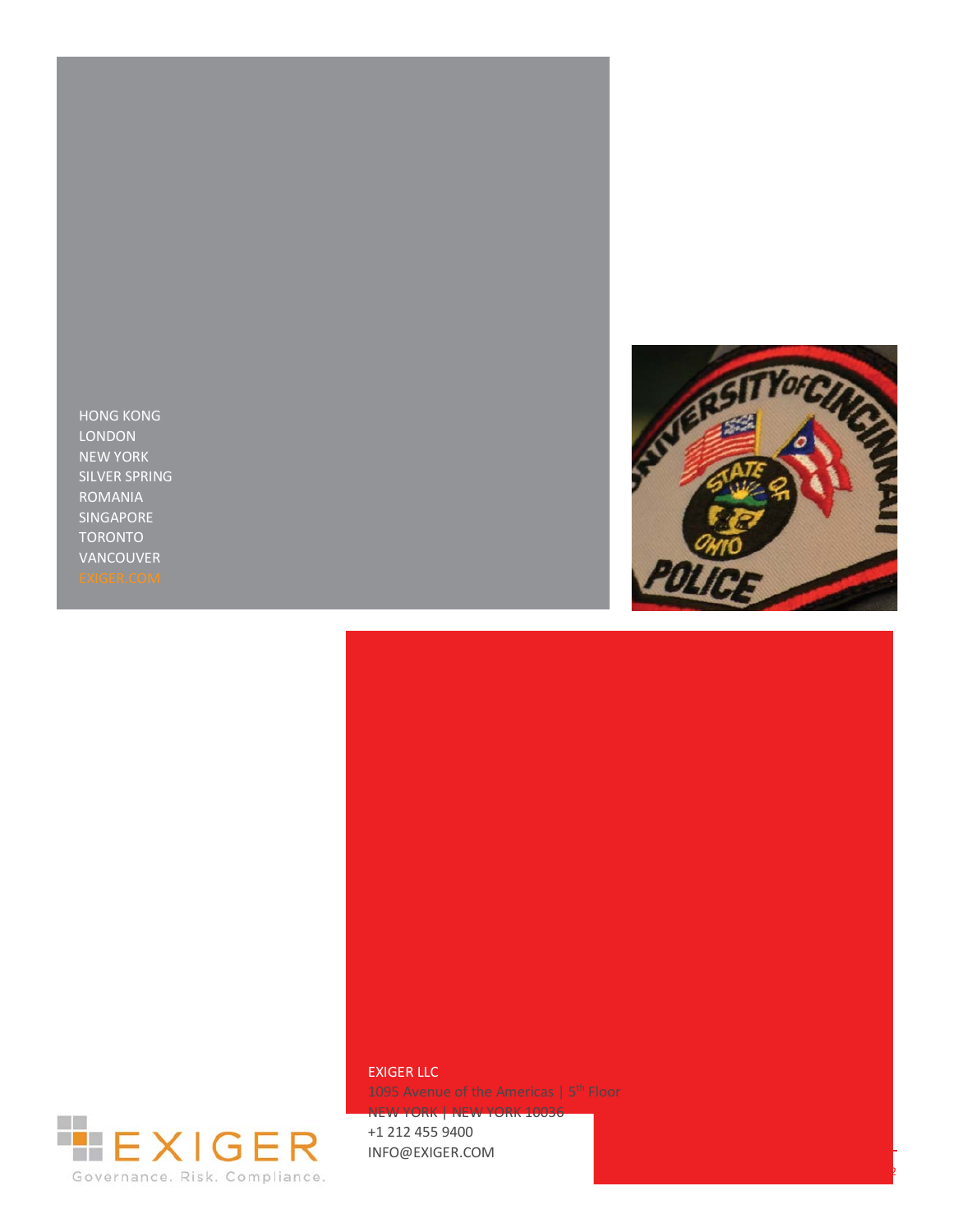HONG KONG
LONDON
NEW YORK
SILVER SPRING
ROMANIA
SINGAPORE
TORONTO
VANCOUVER
EXIGER.COM

EXIGER LLC
1095 Avenue of the Americas | 5th Floor
NEW YORK | NEW YORK 10036
+1 212 455 9400
INFO@EXIGER.COM

EXIGER
Governance. Risk. Compliance.